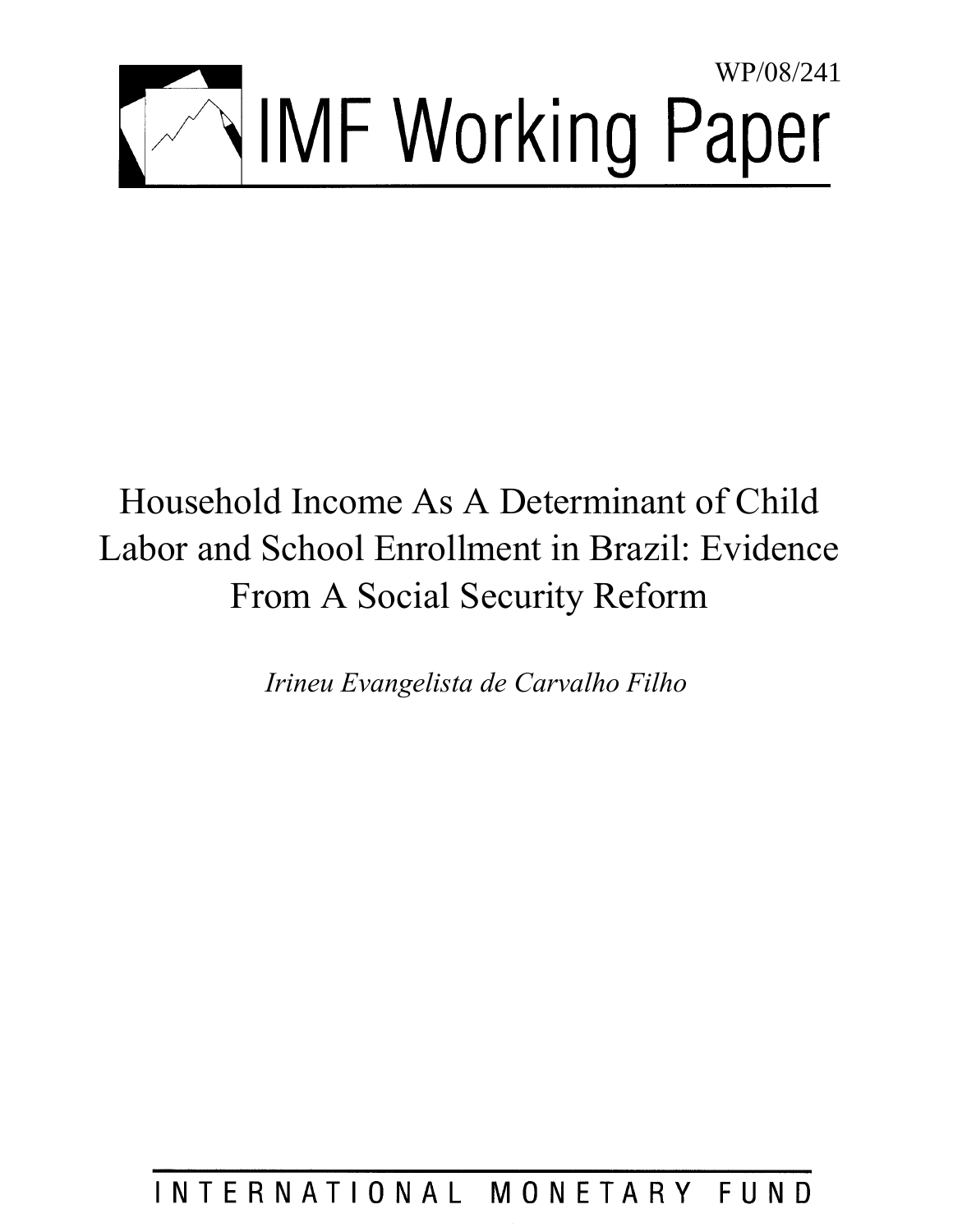WP/08/241

# IMF Working Paper

# Household Income As A Determinant of Child Labor and School Enrollment in Brazil: Evidence From A Social Security Reform

*Irineu Evangelista de Carvalho Filho*

INTERNATIONAL MONETARY FUND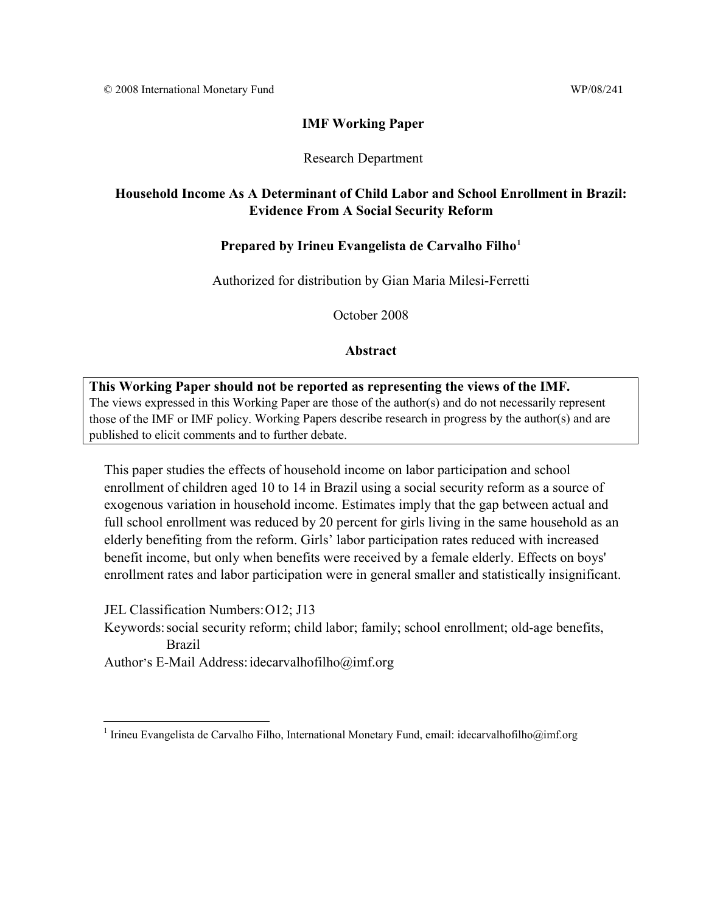© 2008 International Monetary Fund WP/08/241

**IMF Working Paper**

Research Department

**Household Income As A Determinant of Child Labor and School Enrollment in Brazil: Evidence From A Social Security Reform**

**Prepared by Irineu Evangelista de Carvalho Filho[1]**

Authorized for distribution by Gian Maria Milesi-Ferretti

October 2008

**Abstract**

**This Working Paper should not be reported as representing the views of the IMF.**
The views expressed in this Working Paper are those of the author(s) and do not necessarily represent those of the IMF or IMF policy. Working Papers describe research in progress by the author(s) and are published to elicit comments and to further debate.

This paper studies the effects of household income on labor participation and school enrollment of children aged 10 to 14 in Brazil using a social security reform as a source of exogenous variation in household income. Estimates imply that the gap between actual and full school enrollment was reduced by 20 percent for girls living in the same household as an elderly benefiting from the reform. Girls' labor participation rates reduced with increased benefit income, but only when benefits were received by a female elderly. Effects on boys' enrollment rates and labor participation were in general smaller and statistically insignificant.

JEL Classification Numbers: O12; J13

Keywords: social security reform; child labor; family; school enrollment; old-age benefits, Brazil

Author's E-Mail Address: idecarvalhofilho@imf.org

[1] Irineu Evangelista de Carvalho Filho, International Monetary Fund, email: idecarvalhofilho@imf.org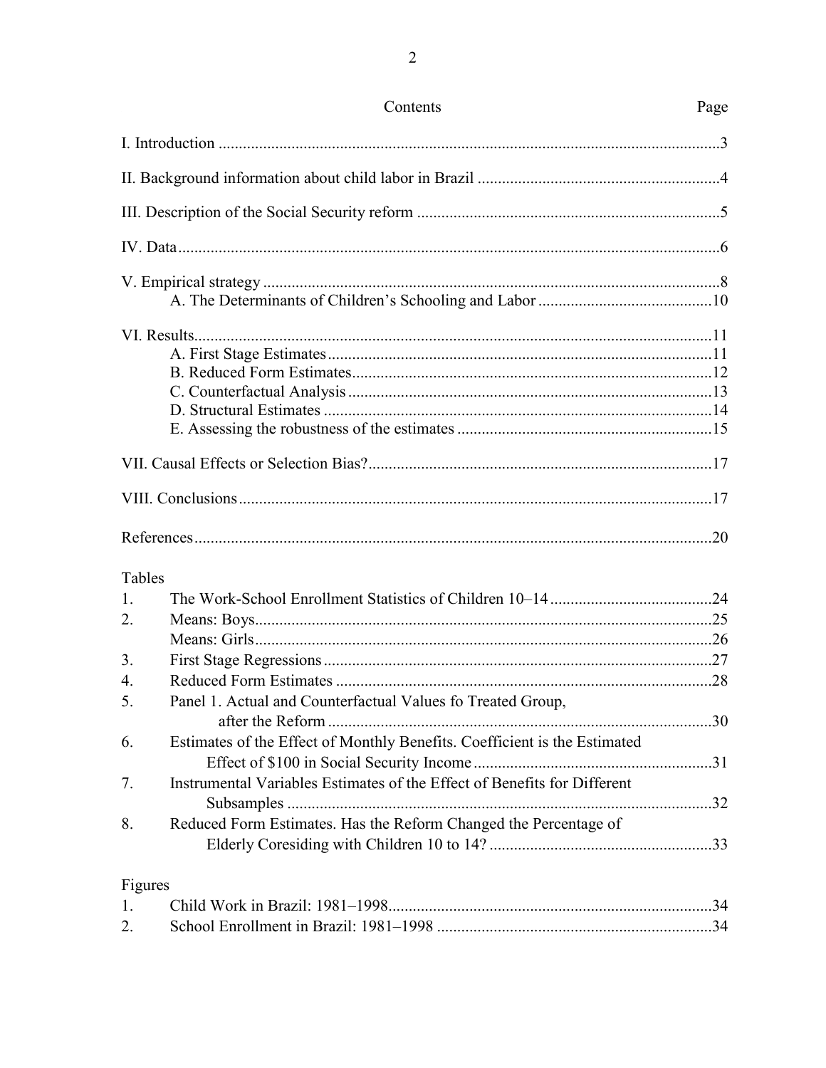## Contents

| | Page |
|---|---|
| I. Introduction | 3 |
| II. Background information about child labor in Brazil | 4 |
| III. Description of the Social Security reform | 5 |
| IV. Data | 6 |
| V. Empirical strategy | 8 |
| A. The Determinants of Children's Schooling and Labor | 10 |
| VI. Results | 11 |
| A. First Stage Estimates | 11 |
| B. Reduced Form Estimates | 12 |
| C. Counterfactual Analysis | 13 |
| D. Structural Estimates | 14 |
| E. Assessing the robustness of the estimates | 15 |
| VII. Causal Effects or Selection Bias? | 17 |
| VIII. Conclusions | 17 |
| References | 20 |

Tables

| | | |
|---|---|---|
| 1. | The Work-School Enrollment Statistics of Children 10–14 | 24 |
| 2. | Means: Boys | 25 |
| | Means: Girls | 26 |
| 3. | First Stage Regressions | 27 |
| 4. | Reduced Form Estimates | 28 |
| 5. | Panel 1. Actual and Counterfactual Values fo Treated Group, after the Reform | 30 |
| 6. | Estimates of the Effect of Monthly Benefits. Coefficient is the Estimated Effect of $100 in Social Security Income | 31 |
| 7. | Instrumental Variables Estimates of the Effect of Benefits for Different Subsamples | 32 |
| 8. | Reduced Form Estimates. Has the Reform Changed the Percentage of Elderly Coresiding with Children 10 to 14? | 33 |

Figures

| | | |
|---|---|---|
| 1. | Child Work in Brazil: 1981–1998 | 34 |
| 2. | School Enrollment in Brazil: 1981–1998 | 34 |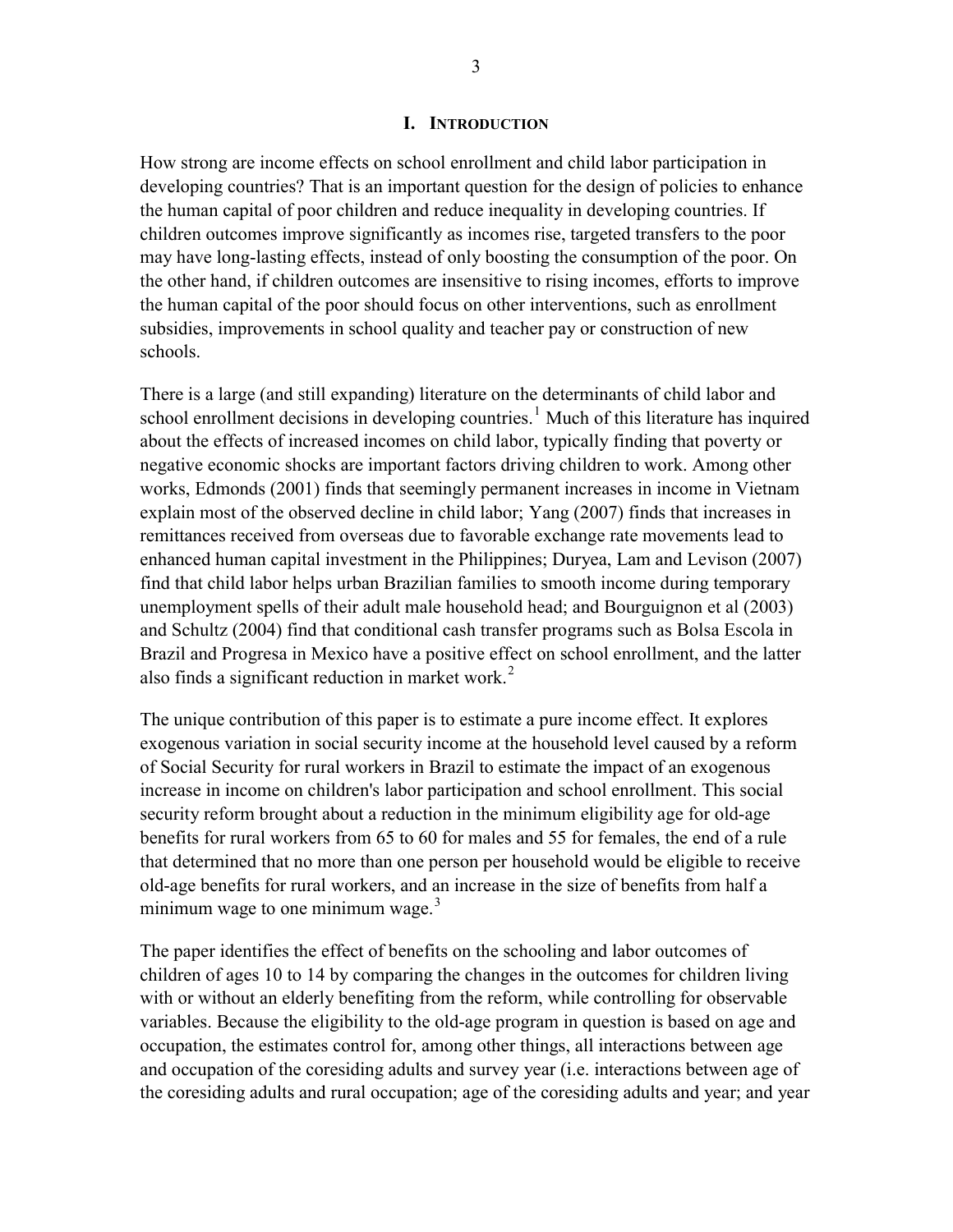# I. INTRODUCTION

How strong are income effects on school enrollment and child labor participation in developing countries? That is an important question for the design of policies to enhance the human capital of poor children and reduce inequality in developing countries. If children outcomes improve significantly as incomes rise, targeted transfers to the poor may have long-lasting effects, instead of only boosting the consumption of the poor. On the other hand, if children outcomes are insensitive to rising incomes, efforts to improve the human capital of the poor should focus on other interventions, such as enrollment subsidies, improvements in school quality and teacher pay or construction of new schools.

There is a large (and still expanding) literature on the determinants of child labor and school enrollment decisions in developing countries.[1] Much of this literature has inquired about the effects of increased incomes on child labor, typically finding that poverty or negative economic shocks are important factors driving children to work. Among other works, Edmonds (2001) finds that seemingly permanent increases in income in Vietnam explain most of the observed decline in child labor; Yang (2007) finds that increases in remittances received from overseas due to favorable exchange rate movements lead to enhanced human capital investment in the Philippines; Duryea, Lam and Levison (2007) find that child labor helps urban Brazilian families to smooth income during temporary unemployment spells of their adult male household head; and Bourguignon et al (2003) and Schultz (2004) find that conditional cash transfer programs such as Bolsa Escola in Brazil and Progresa in Mexico have a positive effect on school enrollment, and the latter also finds a significant reduction in market work.[2]

The unique contribution of this paper is to estimate a pure income effect. It explores exogenous variation in social security income at the household level caused by a reform of Social Security for rural workers in Brazil to estimate the impact of an exogenous increase in income on children's labor participation and school enrollment. This social security reform brought about a reduction in the minimum eligibility age for old-age benefits for rural workers from 65 to 60 for males and 55 for females, the end of a rule that determined that no more than one person per household would be eligible to receive old-age benefits for rural workers, and an increase in the size of benefits from half a minimum wage to one minimum wage.[3]

The paper identifies the effect of benefits on the schooling and labor outcomes of children of ages 10 to 14 by comparing the changes in the outcomes for children living with or without an elderly benefiting from the reform, while controlling for observable variables. Because the eligibility to the old-age program in question is based on age and occupation, the estimates control for, among other things, all interactions between age and occupation of the coresiding adults and survey year (i.e. interactions between age of the coresiding adults and rural occupation; age of the coresiding adults and year; and year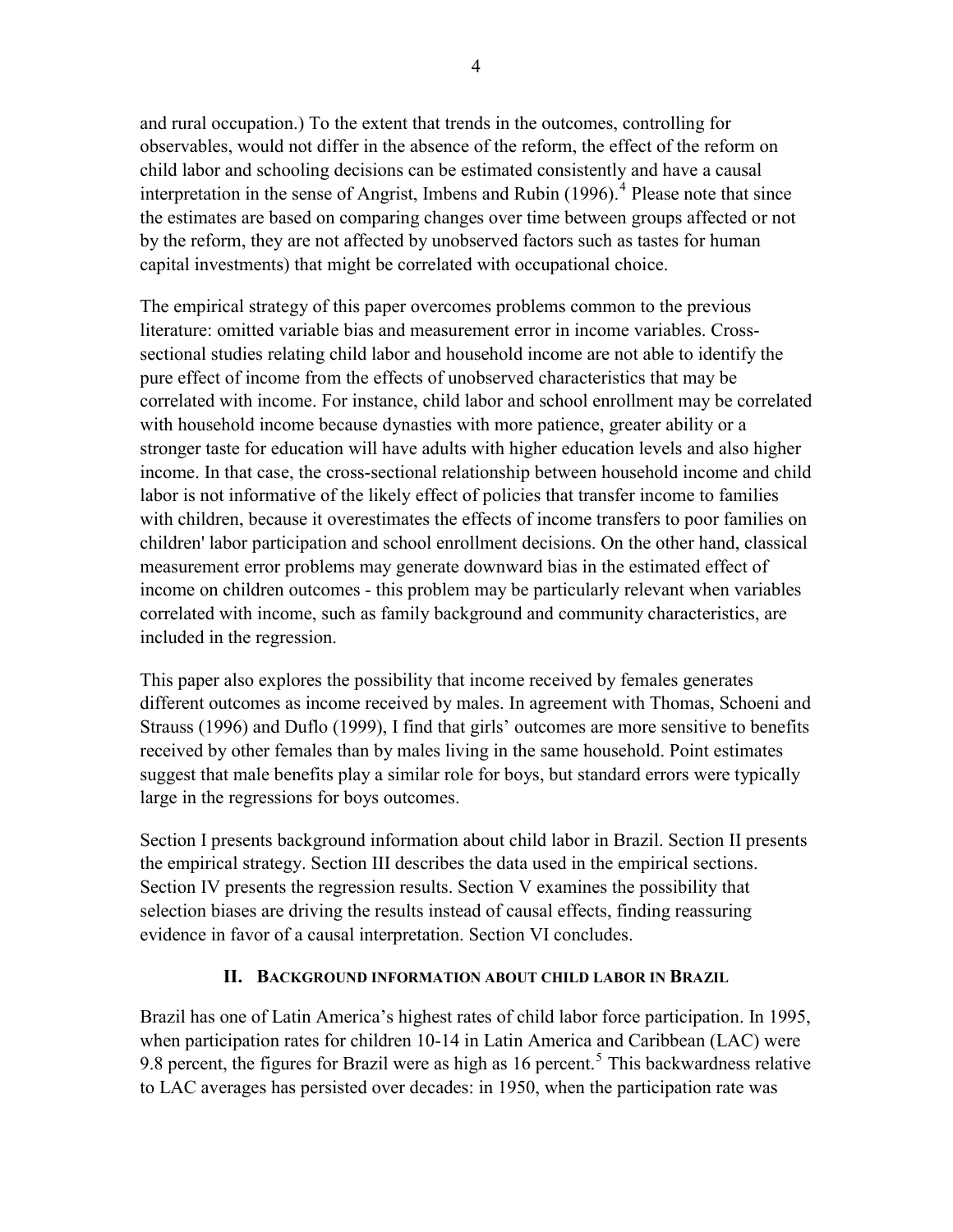and rural occupation.) To the extent that trends in the outcomes, controlling for observables, would not differ in the absence of the reform, the effect of the reform on child labor and schooling decisions can be estimated consistently and have a causal interpretation in the sense of Angrist, Imbens and Rubin (1996).[4] Please note that since the estimates are based on comparing changes over time between groups affected or not by the reform, they are not affected by unobserved factors such as tastes for human capital investments) that might be correlated with occupational choice.

The empirical strategy of this paper overcomes problems common to the previous literature: omitted variable bias and measurement error in income variables. Cross-sectional studies relating child labor and household income are not able to identify the pure effect of income from the effects of unobserved characteristics that may be correlated with income. For instance, child labor and school enrollment may be correlated with household income because dynasties with more patience, greater ability or a stronger taste for education will have adults with higher education levels and also higher income. In that case, the cross-sectional relationship between household income and child labor is not informative of the likely effect of policies that transfer income to families with children, because it overestimates the effects of income transfers to poor families on children' labor participation and school enrollment decisions. On the other hand, classical measurement error problems may generate downward bias in the estimated effect of income on children outcomes - this problem may be particularly relevant when variables correlated with income, such as family background and community characteristics, are included in the regression.

This paper also explores the possibility that income received by females generates different outcomes as income received by males. In agreement with Thomas, Schoeni and Strauss (1996) and Duflo (1999), I find that girls' outcomes are more sensitive to benefits received by other females than by males living in the same household. Point estimates suggest that male benefits play a similar role for boys, but standard errors were typically large in the regressions for boys outcomes.

Section I presents background information about child labor in Brazil. Section II presents the empirical strategy. Section III describes the data used in the empirical sections. Section IV presents the regression results. Section V examines the possibility that selection biases are driving the results instead of causal effects, finding reassuring evidence in favor of a causal interpretation. Section VI concludes.

## II. Background Information about Child Labor in Brazil

Brazil has one of Latin America's highest rates of child labor force participation. In 1995, when participation rates for children 10-14 in Latin America and Caribbean (LAC) were 9.8 percent, the figures for Brazil were as high as 16 percent.[5] This backwardness relative to LAC averages has persisted over decades: in 1950, when the participation rate was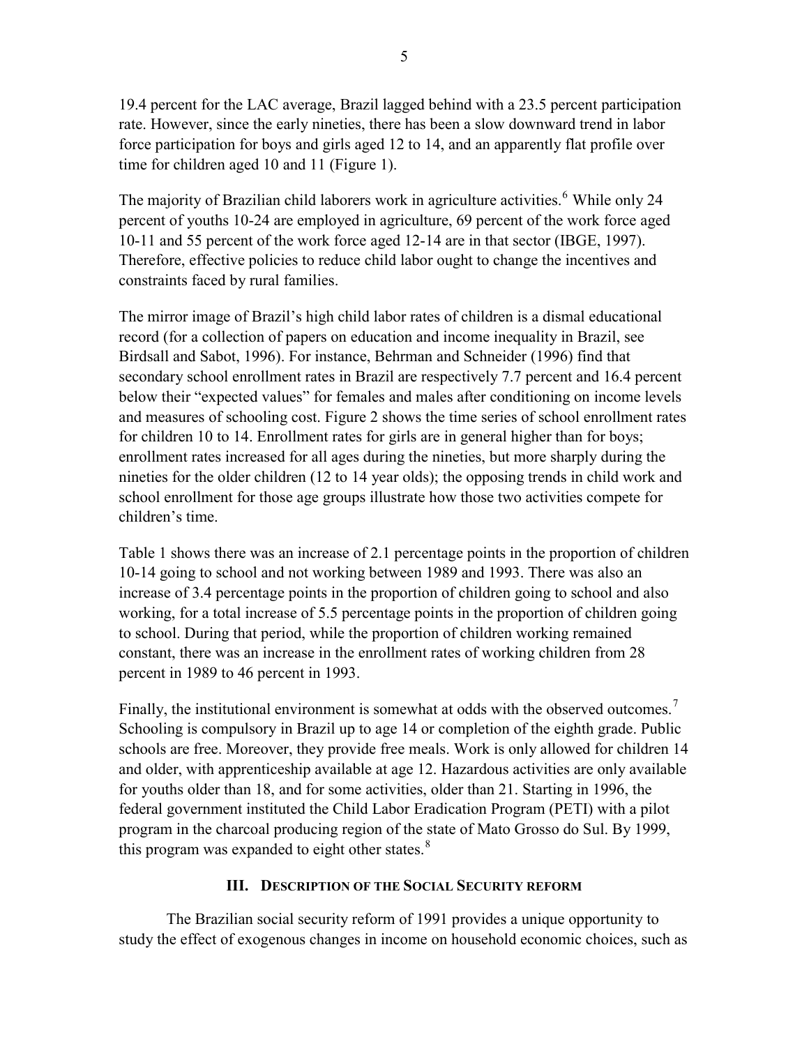19.4 percent for the LAC average, Brazil lagged behind with a 23.5 percent participation rate. However, since the early nineties, there has been a slow downward trend in labor force participation for boys and girls aged 12 to 14, and an apparently flat profile over time for children aged 10 and 11 (Figure 1).

The majority of Brazilian child laborers work in agriculture activities.[6] While only 24 percent of youths 10-24 are employed in agriculture, 69 percent of the work force aged 10-11 and 55 percent of the work force aged 12-14 are in that sector (IBGE, 1997). Therefore, effective policies to reduce child labor ought to change the incentives and constraints faced by rural families.

The mirror image of Brazil's high child labor rates of children is a dismal educational record (for a collection of papers on education and income inequality in Brazil, see Birdsall and Sabot, 1996). For instance, Behrman and Schneider (1996) find that secondary school enrollment rates in Brazil are respectively 7.7 percent and 16.4 percent below their "expected values" for females and males after conditioning on income levels and measures of schooling cost. Figure 2 shows the time series of school enrollment rates for children 10 to 14. Enrollment rates for girls are in general higher than for boys; enrollment rates increased for all ages during the nineties, but more sharply during the nineties for the older children (12 to 14 year olds); the opposing trends in child work and school enrollment for those age groups illustrate how those two activities compete for children's time.

Table 1 shows there was an increase of 2.1 percentage points in the proportion of children 10-14 going to school and not working between 1989 and 1993. There was also an increase of 3.4 percentage points in the proportion of children going to school and also working, for a total increase of 5.5 percentage points in the proportion of children going to school. During that period, while the proportion of children working remained constant, there was an increase in the enrollment rates of working children from 28 percent in 1989 to 46 percent in 1993.

Finally, the institutional environment is somewhat at odds with the observed outcomes.[7] Schooling is compulsory in Brazil up to age 14 or completion of the eighth grade. Public schools are free. Moreover, they provide free meals. Work is only allowed for children 14 and older, with apprenticeship available at age 12. Hazardous activities are only available for youths older than 18, and for some activities, older than 21. Starting in 1996, the federal government instituted the Child Labor Eradication Program (PETI) with a pilot program in the charcoal producing region of the state of Mato Grosso do Sul. By 1999, this program was expanded to eight other states.[8]

## III. Description of the Social Security reform

The Brazilian social security reform of 1991 provides a unique opportunity to study the effect of exogenous changes in income on household economic choices, such as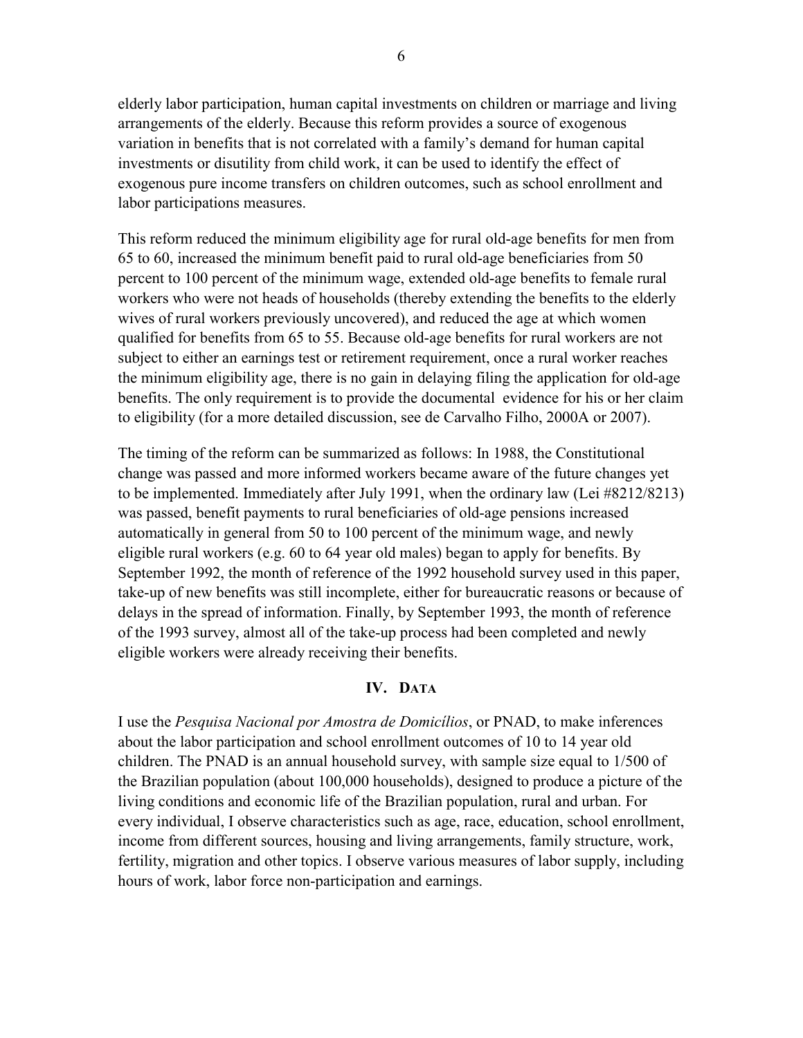elderly labor participation, human capital investments on children or marriage and living arrangements of the elderly. Because this reform provides a source of exogenous variation in benefits that is not correlated with a family's demand for human capital investments or disutility from child work, it can be used to identify the effect of exogenous pure income transfers on children outcomes, such as school enrollment and labor participations measures.

This reform reduced the minimum eligibility age for rural old-age benefits for men from 65 to 60, increased the minimum benefit paid to rural old-age beneficiaries from 50 percent to 100 percent of the minimum wage, extended old-age benefits to female rural workers who were not heads of households (thereby extending the benefits to the elderly wives of rural workers previously uncovered), and reduced the age at which women qualified for benefits from 65 to 55. Because old-age benefits for rural workers are not subject to either an earnings test or retirement requirement, once a rural worker reaches the minimum eligibility age, there is no gain in delaying filing the application for old-age benefits. The only requirement is to provide the documental evidence for his or her claim to eligibility (for a more detailed discussion, see de Carvalho Filho, 2000A or 2007).

The timing of the reform can be summarized as follows: In 1988, the Constitutional change was passed and more informed workers became aware of the future changes yet to be implemented. Immediately after July 1991, when the ordinary law (Lei #8212/8213) was passed, benefit payments to rural beneficiaries of old-age pensions increased automatically in general from 50 to 100 percent of the minimum wage, and newly eligible rural workers (e.g. 60 to 64 year old males) began to apply for benefits. By September 1992, the month of reference of the 1992 household survey used in this paper, take-up of new benefits was still incomplete, either for bureaucratic reasons or because of delays in the spread of information. Finally, by September 1993, the month of reference of the 1993 survey, almost all of the take-up process had been completed and newly eligible workers were already receiving their benefits.

## IV. Data

I use the *Pesquisa Nacional por Amostra de Domicílios*, or PNAD, to make inferences about the labor participation and school enrollment outcomes of 10 to 14 year old children. The PNAD is an annual household survey, with sample size equal to 1/500 of the Brazilian population (about 100,000 households), designed to produce a picture of the living conditions and economic life of the Brazilian population, rural and urban. For every individual, I observe characteristics such as age, race, education, school enrollment, income from different sources, housing and living arrangements, family structure, work, fertility, migration and other topics. I observe various measures of labor supply, including hours of work, labor force non-participation and earnings.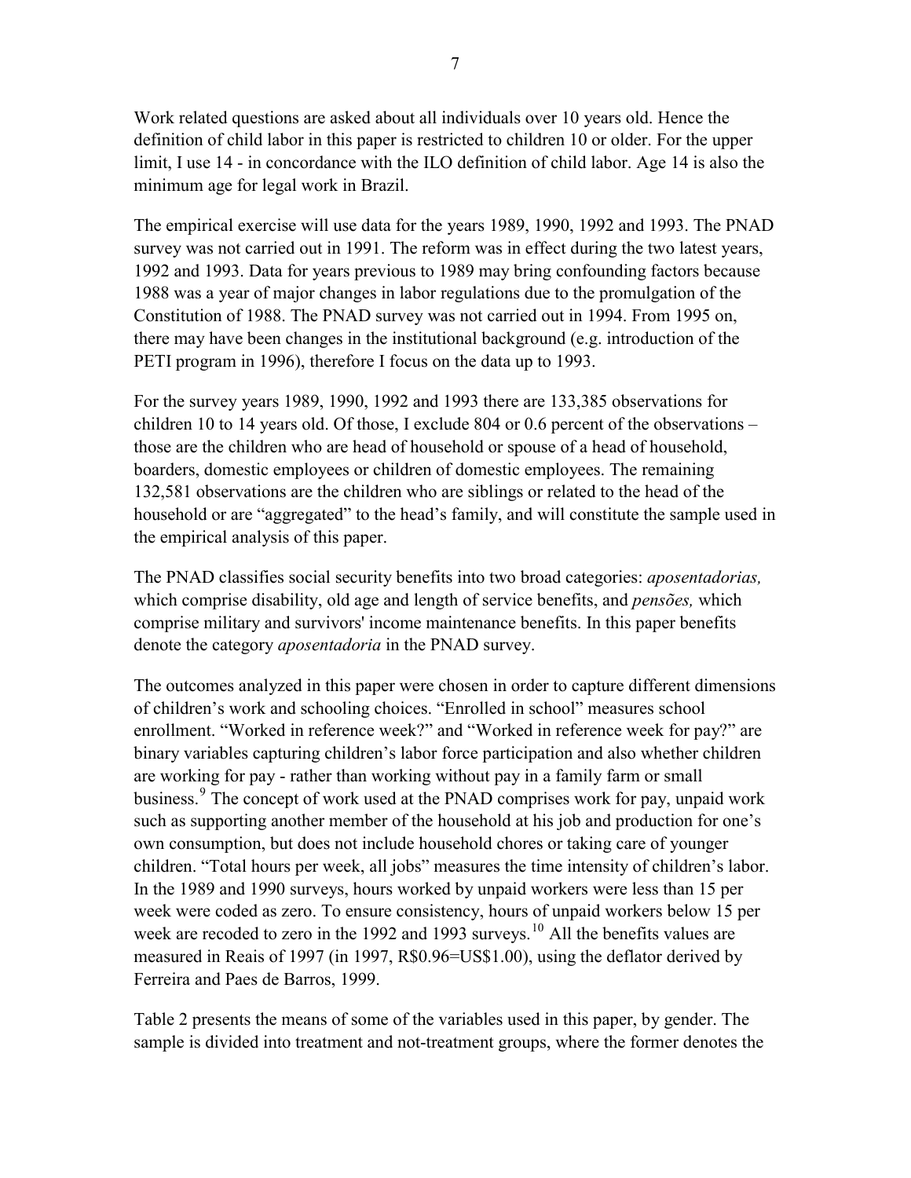Work related questions are asked about all individuals over 10 years old. Hence the definition of child labor in this paper is restricted to children 10 or older. For the upper limit, I use 14 - in concordance with the ILO definition of child labor. Age 14 is also the minimum age for legal work in Brazil.

The empirical exercise will use data for the years 1989, 1990, 1992 and 1993. The PNAD survey was not carried out in 1991. The reform was in effect during the two latest years, 1992 and 1993. Data for years previous to 1989 may bring confounding factors because 1988 was a year of major changes in labor regulations due to the promulgation of the Constitution of 1988. The PNAD survey was not carried out in 1994. From 1995 on, there may have been changes in the institutional background (e.g. introduction of the PETI program in 1996), therefore I focus on the data up to 1993.

For the survey years 1989, 1990, 1992 and 1993 there are 133,385 observations for children 10 to 14 years old. Of those, I exclude 804 or 0.6 percent of the observations – those are the children who are head of household or spouse of a head of household, boarders, domestic employees or children of domestic employees. The remaining 132,581 observations are the children who are siblings or related to the head of the household or are "aggregated" to the head's family, and will constitute the sample used in the empirical analysis of this paper.

The PNAD classifies social security benefits into two broad categories: *aposentadorias,* which comprise disability, old age and length of service benefits, and *pensões,* which comprise military and survivors' income maintenance benefits. In this paper benefits denote the category *aposentadoria* in the PNAD survey.

The outcomes analyzed in this paper were chosen in order to capture different dimensions of children's work and schooling choices. "Enrolled in school" measures school enrollment. "Worked in reference week?" and "Worked in reference week for pay?" are binary variables capturing children's labor force participation and also whether children are working for pay - rather than working without pay in a family farm or small business.[9] The concept of work used at the PNAD comprises work for pay, unpaid work such as supporting another member of the household at his job and production for one's own consumption, but does not include household chores or taking care of younger children. "Total hours per week, all jobs" measures the time intensity of children's labor. In the 1989 and 1990 surveys, hours worked by unpaid workers were less than 15 per week were coded as zero. To ensure consistency, hours of unpaid workers below 15 per week are recoded to zero in the 1992 and 1993 surveys.[10] All the benefits values are measured in Reais of 1997 (in 1997, R$0.96=US$1.00), using the deflator derived by Ferreira and Paes de Barros, 1999.

Table 2 presents the means of some of the variables used in this paper, by gender. The sample is divided into treatment and not-treatment groups, where the former denotes the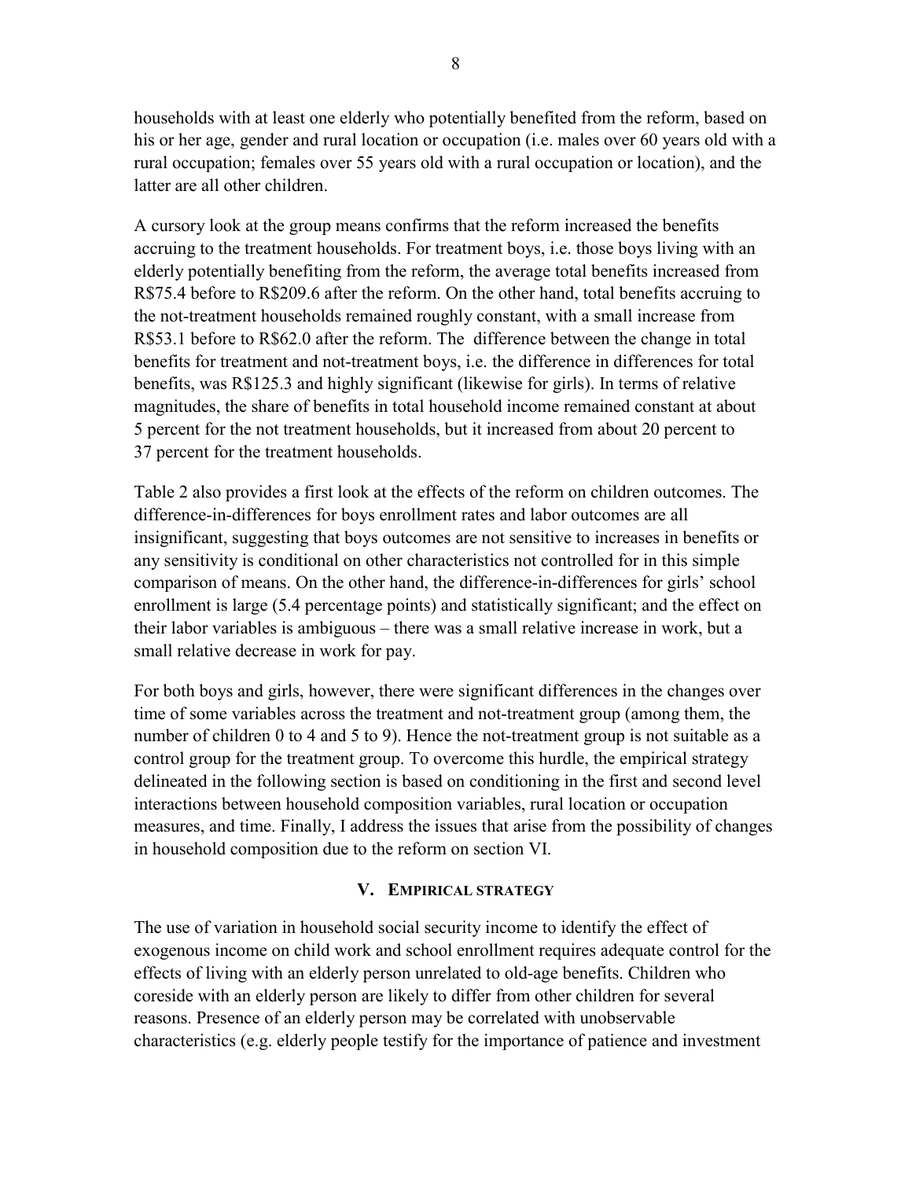households with at least one elderly who potentially benefited from the reform, based on his or her age, gender and rural location or occupation (i.e. males over 60 years old with a rural occupation; females over 55 years old with a rural occupation or location), and the latter are all other children.

A cursory look at the group means confirms that the reform increased the benefits accruing to the treatment households. For treatment boys, i.e. those boys living with an elderly potentially benefiting from the reform, the average total benefits increased from R$75.4 before to R$209.6 after the reform. On the other hand, total benefits accruing to the not-treatment households remained roughly constant, with a small increase from R$53.1 before to R$62.0 after the reform. The difference between the change in total benefits for treatment and not-treatment boys, i.e. the difference in differences for total benefits, was R$125.3 and highly significant (likewise for girls). In terms of relative magnitudes, the share of benefits in total household income remained constant at about 5 percent for the not treatment households, but it increased from about 20 percent to 37 percent for the treatment households.

Table 2 also provides a first look at the effects of the reform on children outcomes. The difference-in-differences for boys enrollment rates and labor outcomes are all insignificant, suggesting that boys outcomes are not sensitive to increases in benefits or any sensitivity is conditional on other characteristics not controlled for in this simple comparison of means. On the other hand, the difference-in-differences for girls' school enrollment is large (5.4 percentage points) and statistically significant; and the effect on their labor variables is ambiguous – there was a small relative increase in work, but a small relative decrease in work for pay.

For both boys and girls, however, there were significant differences in the changes over time of some variables across the treatment and not-treatment group (among them, the number of children 0 to 4 and 5 to 9). Hence the not-treatment group is not suitable as a control group for the treatment group. To overcome this hurdle, the empirical strategy delineated in the following section is based on conditioning in the first and second level interactions between household composition variables, rural location or occupation measures, and time. Finally, I address the issues that arise from the possibility of changes in household composition due to the reform on section VI.

## V. Empirical Strategy

The use of variation in household social security income to identify the effect of exogenous income on child work and school enrollment requires adequate control for the effects of living with an elderly person unrelated to old-age benefits. Children who coreside with an elderly person are likely to differ from other children for several reasons. Presence of an elderly person may be correlated with unobservable characteristics (e.g. elderly people testify for the importance of patience and investment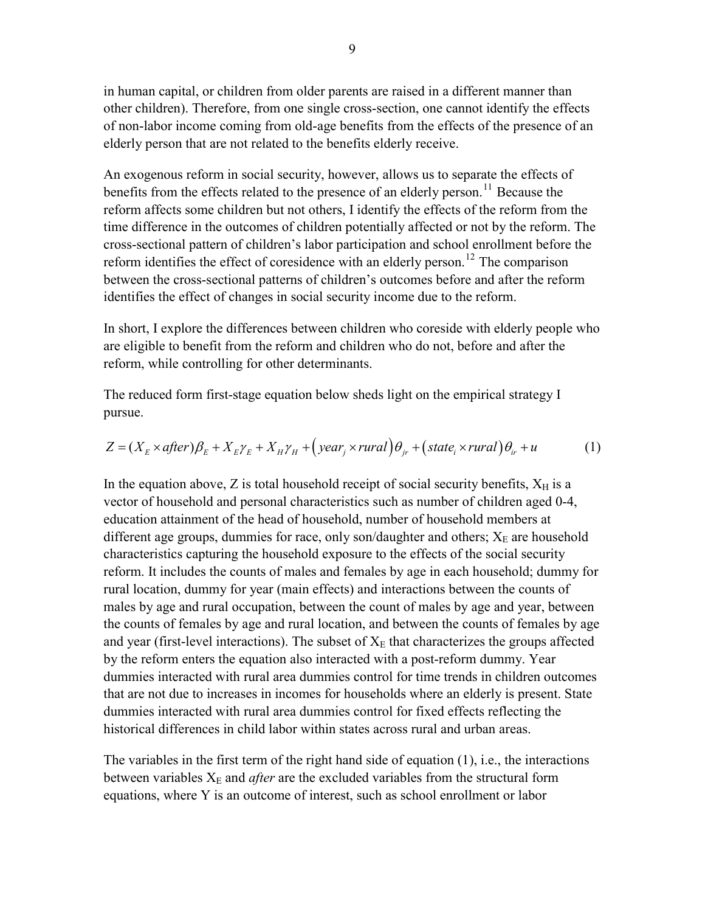in human capital, or children from older parents are raised in a different manner than other children). Therefore, from one single cross-section, one cannot identify the effects of non-labor income coming from old-age benefits from the effects of the presence of an elderly person that are not related to the benefits elderly receive.

An exogenous reform in social security, however, allows us to separate the effects of benefits from the effects related to the presence of an elderly person.[11] Because the reform affects some children but not others, I identify the effects of the reform from the time difference in the outcomes of children potentially affected or not by the reform. The cross-sectional pattern of children's labor participation and school enrollment before the reform identifies the effect of coresidence with an elderly person.[12] The comparison between the cross-sectional patterns of children's outcomes before and after the reform identifies the effect of changes in social security income due to the reform.

In short, I explore the differences between children who coreside with elderly people who are eligible to benefit from the reform and children who do not, before and after the reform, while controlling for other determinants.

The reduced form first-stage equation below sheds light on the empirical strategy I pursue.

$$Z = (X_E \times after)\beta_E + X_E\gamma_E + X_H\gamma_H + \left(year_j \times rural\right)\theta_{jr} + \left(state_i \times rural\right)\theta_{ir} + u \qquad (1)$$

In the equation above, Z is total household receipt of social security benefits, $X_H$ is a vector of household and personal characteristics such as number of children aged 0-4, education attainment of the head of household, number of household members at different age groups, dummies for race, only son/daughter and others; $X_E$ are household characteristics capturing the household exposure to the effects of the social security reform. It includes the counts of males and females by age in each household; dummy for rural location, dummy for year (main effects) and interactions between the counts of males by age and rural occupation, between the count of males by age and year, between the counts of females by age and rural location, and between the counts of females by age and year (first-level interactions). The subset of $X_E$ that characterizes the groups affected by the reform enters the equation also interacted with a post-reform dummy. Year dummies interacted with rural area dummies control for time trends in children outcomes that are not due to increases in incomes for households where an elderly is present. State dummies interacted with rural area dummies control for fixed effects reflecting the historical differences in child labor within states across rural and urban areas.

The variables in the first term of the right hand side of equation (1), i.e., the interactions between variables $X_E$ and *after* are the excluded variables from the structural form equations, where Y is an outcome of interest, such as school enrollment or labor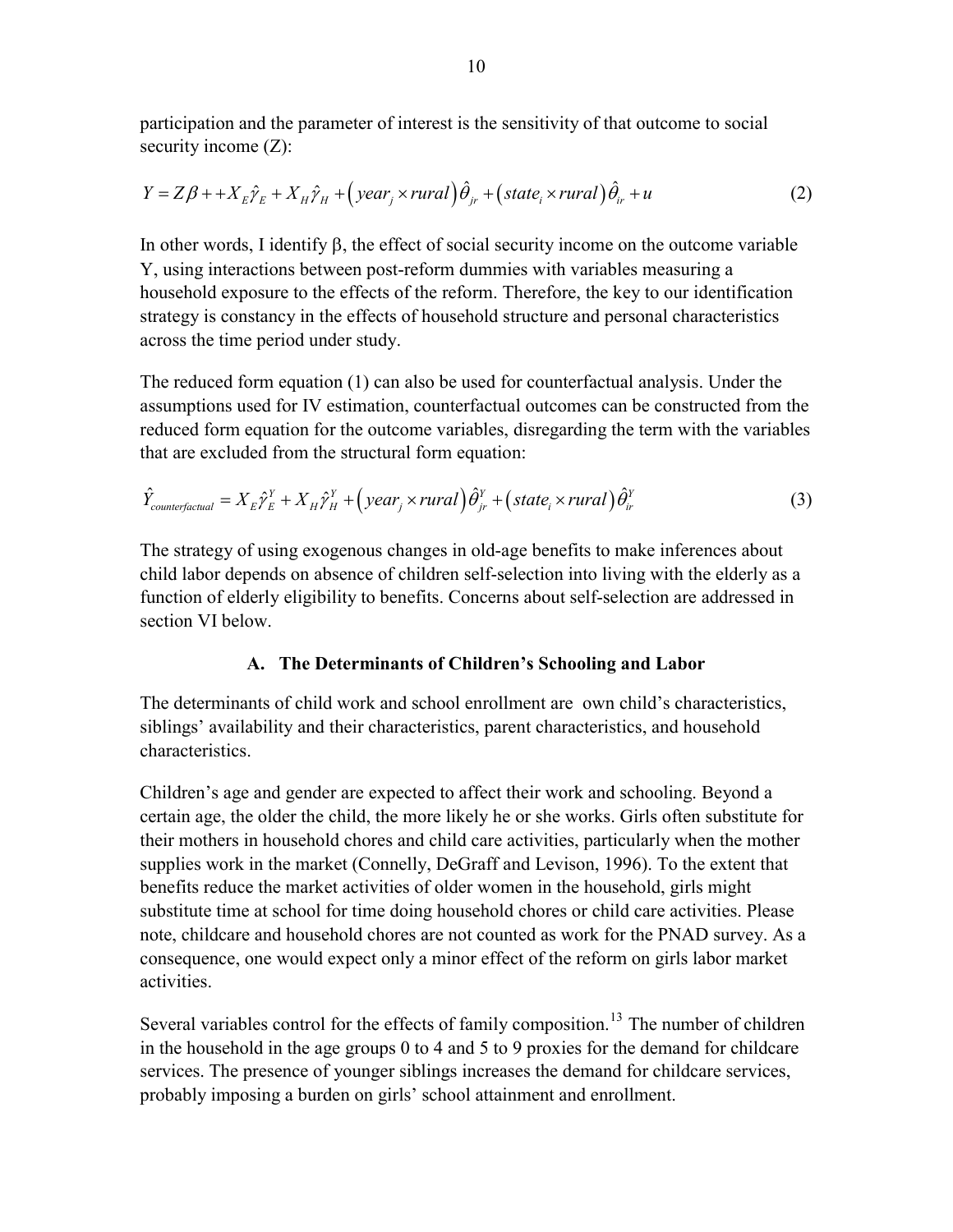participation and the parameter of interest is the sensitivity of that outcome to social security income (Z):

$$Y = Z\beta + +X_E\hat{\gamma}_E + X_H\hat{\gamma}_H + \left(year_j \times rural\right)\hat{\theta}_{jr} + \left(state_i \times rural\right)\hat{\theta}_{ir} + u \tag{2}$$

In other words, I identify β, the effect of social security income on the outcome variable Y, using interactions between post-reform dummies with variables measuring a household exposure to the effects of the reform. Therefore, the key to our identification strategy is constancy in the effects of household structure and personal characteristics across the time period under study.

The reduced form equation (1) can also be used for counterfactual analysis. Under the assumptions used for IV estimation, counterfactual outcomes can be constructed from the reduced form equation for the outcome variables, disregarding the term with the variables that are excluded from the structural form equation:

$$\hat{Y}_{counterfactual} = X_E\hat{\gamma}_E^Y + X_H\hat{\gamma}_H^Y + \left(year_j \times rural\right)\hat{\theta}_{jr}^Y + \left(state_i \times rural\right)\hat{\theta}_{ir}^Y \tag{3}$$

The strategy of using exogenous changes in old-age benefits to make inferences about child labor depends on absence of children self-selection into living with the elderly as a function of elderly eligibility to benefits. Concerns about self-selection are addressed in section VI below.

### A. The Determinants of Children's Schooling and Labor

The determinants of child work and school enrollment are own child's characteristics, siblings' availability and their characteristics, parent characteristics, and household characteristics.

Children's age and gender are expected to affect their work and schooling. Beyond a certain age, the older the child, the more likely he or she works. Girls often substitute for their mothers in household chores and child care activities, particularly when the mother supplies work in the market (Connelly, DeGraff and Levison, 1996). To the extent that benefits reduce the market activities of older women in the household, girls might substitute time at school for time doing household chores or child care activities. Please note, childcare and household chores are not counted as work for the PNAD survey. As a consequence, one would expect only a minor effect of the reform on girls labor market activities.

Several variables control for the effects of family composition.[13] The number of children in the household in the age groups 0 to 4 and 5 to 9 proxies for the demand for childcare services. The presence of younger siblings increases the demand for childcare services, probably imposing a burden on girls' school attainment and enrollment.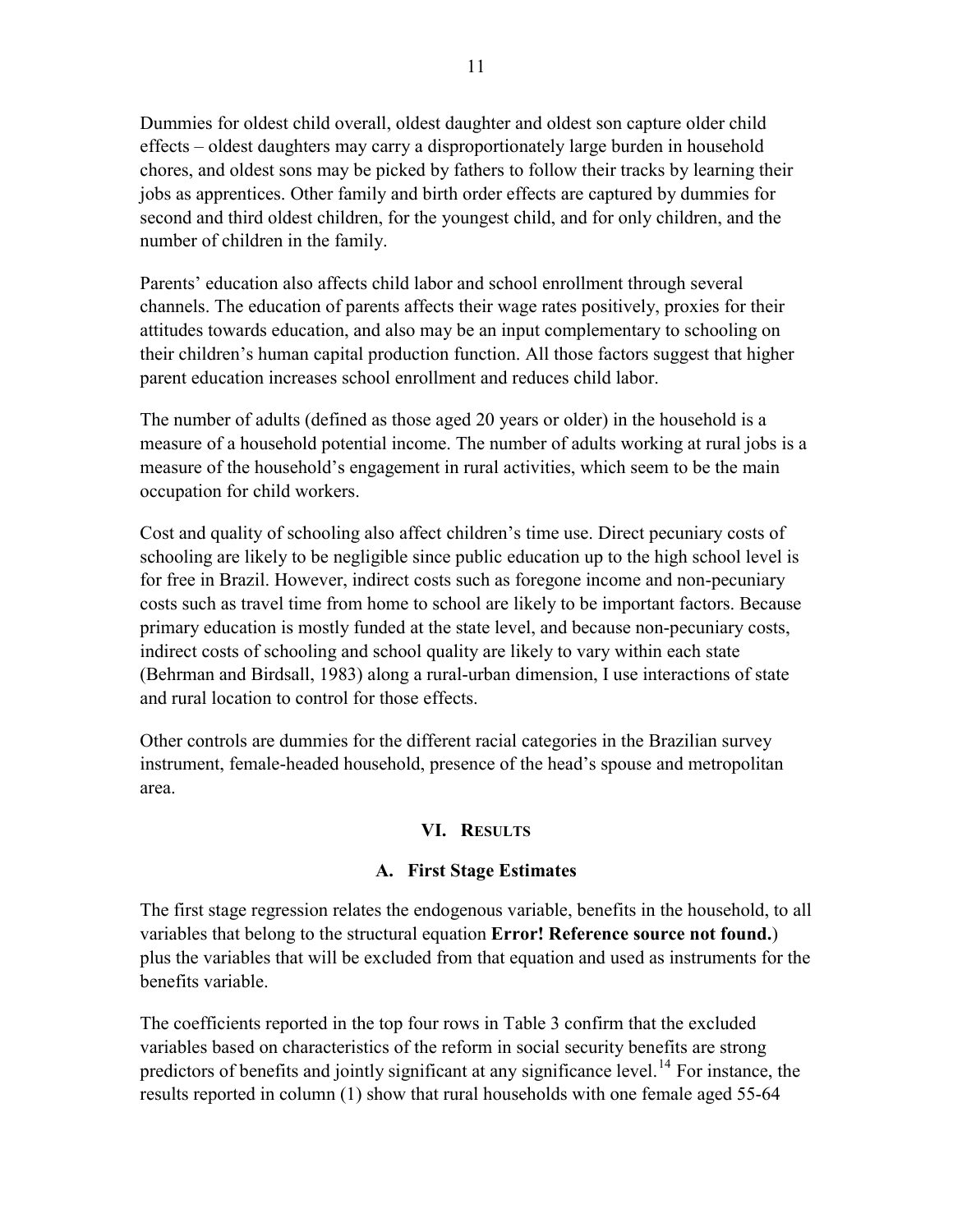Dummies for oldest child overall, oldest daughter and oldest son capture older child effects – oldest daughters may carry a disproportionately large burden in household chores, and oldest sons may be picked by fathers to follow their tracks by learning their jobs as apprentices. Other family and birth order effects are captured by dummies for second and third oldest children, for the youngest child, and for only children, and the number of children in the family.

Parents' education also affects child labor and school enrollment through several channels. The education of parents affects their wage rates positively, proxies for their attitudes towards education, and also may be an input complementary to schooling on their children's human capital production function. All those factors suggest that higher parent education increases school enrollment and reduces child labor.

The number of adults (defined as those aged 20 years or older) in the household is a measure of a household potential income. The number of adults working at rural jobs is a measure of the household's engagement in rural activities, which seem to be the main occupation for child workers.

Cost and quality of schooling also affect children's time use. Direct pecuniary costs of schooling are likely to be negligible since public education up to the high school level is for free in Brazil. However, indirect costs such as foregone income and non-pecuniary costs such as travel time from home to school are likely to be important factors. Because primary education is mostly funded at the state level, and because non-pecuniary costs, indirect costs of schooling and school quality are likely to vary within each state (Behrman and Birdsall, 1983) along a rural-urban dimension, I use interactions of state and rural location to control for those effects.

Other controls are dummies for the different racial categories in the Brazilian survey instrument, female-headed household, presence of the head's spouse and metropolitan area.

## VI. Results

### A. First Stage Estimates

The first stage regression relates the endogenous variable, benefits in the household, to all variables that belong to the structural equation **Error! Reference source not found.**) plus the variables that will be excluded from that equation and used as instruments for the benefits variable.

The coefficients reported in the top four rows in Table 3 confirm that the excluded variables based on characteristics of the reform in social security benefits are strong predictors of benefits and jointly significant at any significance level.[14] For instance, the results reported in column (1) show that rural households with one female aged 55-64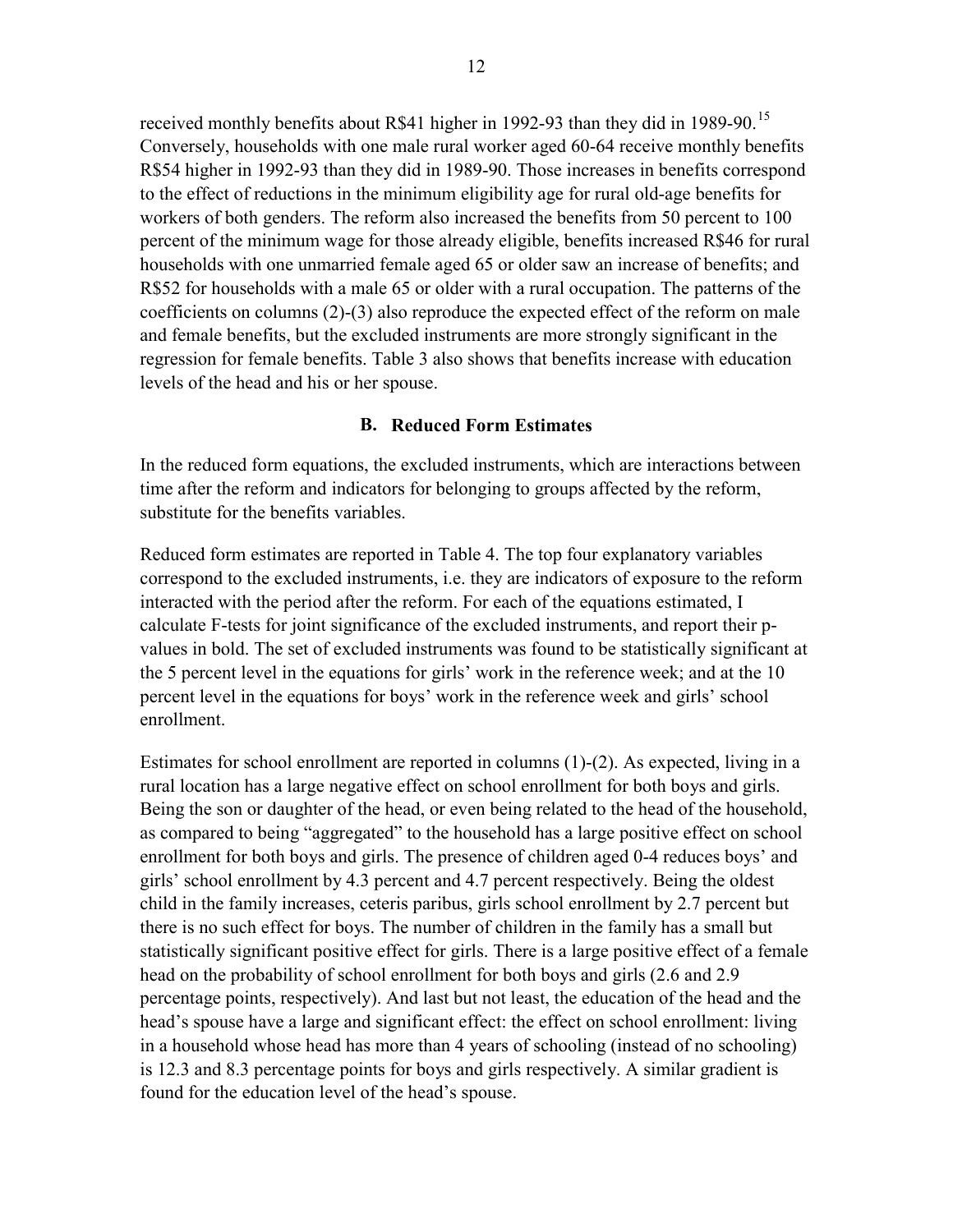received monthly benefits about R$41 higher in 1992-93 than they did in 1989-90.[15] Conversely, households with one male rural worker aged 60-64 receive monthly benefits R$54 higher in 1992-93 than they did in 1989-90. Those increases in benefits correspond to the effect of reductions in the minimum eligibility age for rural old-age benefits for workers of both genders. The reform also increased the benefits from 50 percent to 100 percent of the minimum wage for those already eligible, benefits increased R$46 for rural households with one unmarried female aged 65 or older saw an increase of benefits; and R$52 for households with a male 65 or older with a rural occupation. The patterns of the coefficients on columns (2)-(3) also reproduce the expected effect of the reform on male and female benefits, but the excluded instruments are more strongly significant in the regression for female benefits. Table 3 also shows that benefits increase with education levels of the head and his or her spouse.

### B. Reduced Form Estimates

In the reduced form equations, the excluded instruments, which are interactions between time after the reform and indicators for belonging to groups affected by the reform, substitute for the benefits variables.

Reduced form estimates are reported in Table 4. The top four explanatory variables correspond to the excluded instruments, i.e. they are indicators of exposure to the reform interacted with the period after the reform. For each of the equations estimated, I calculate F-tests for joint significance of the excluded instruments, and report their p-values in bold. The set of excluded instruments was found to be statistically significant at the 5 percent level in the equations for girls' work in the reference week; and at the 10 percent level in the equations for boys' work in the reference week and girls' school enrollment.

Estimates for school enrollment are reported in columns (1)-(2). As expected, living in a rural location has a large negative effect on school enrollment for both boys and girls. Being the son or daughter of the head, or even being related to the head of the household, as compared to being "aggregated" to the household has a large positive effect on school enrollment for both boys and girls. The presence of children aged 0-4 reduces boys' and girls' school enrollment by 4.3 percent and 4.7 percent respectively. Being the oldest child in the family increases, ceteris paribus, girls school enrollment by 2.7 percent but there is no such effect for boys. The number of children in the family has a small but statistically significant positive effect for girls. There is a large positive effect of a female head on the probability of school enrollment for both boys and girls (2.6 and 2.9 percentage points, respectively). And last but not least, the education of the head and the head's spouse have a large and significant effect: the effect on school enrollment: living in a household whose head has more than 4 years of schooling (instead of no schooling) is 12.3 and 8.3 percentage points for boys and girls respectively. A similar gradient is found for the education level of the head's spouse.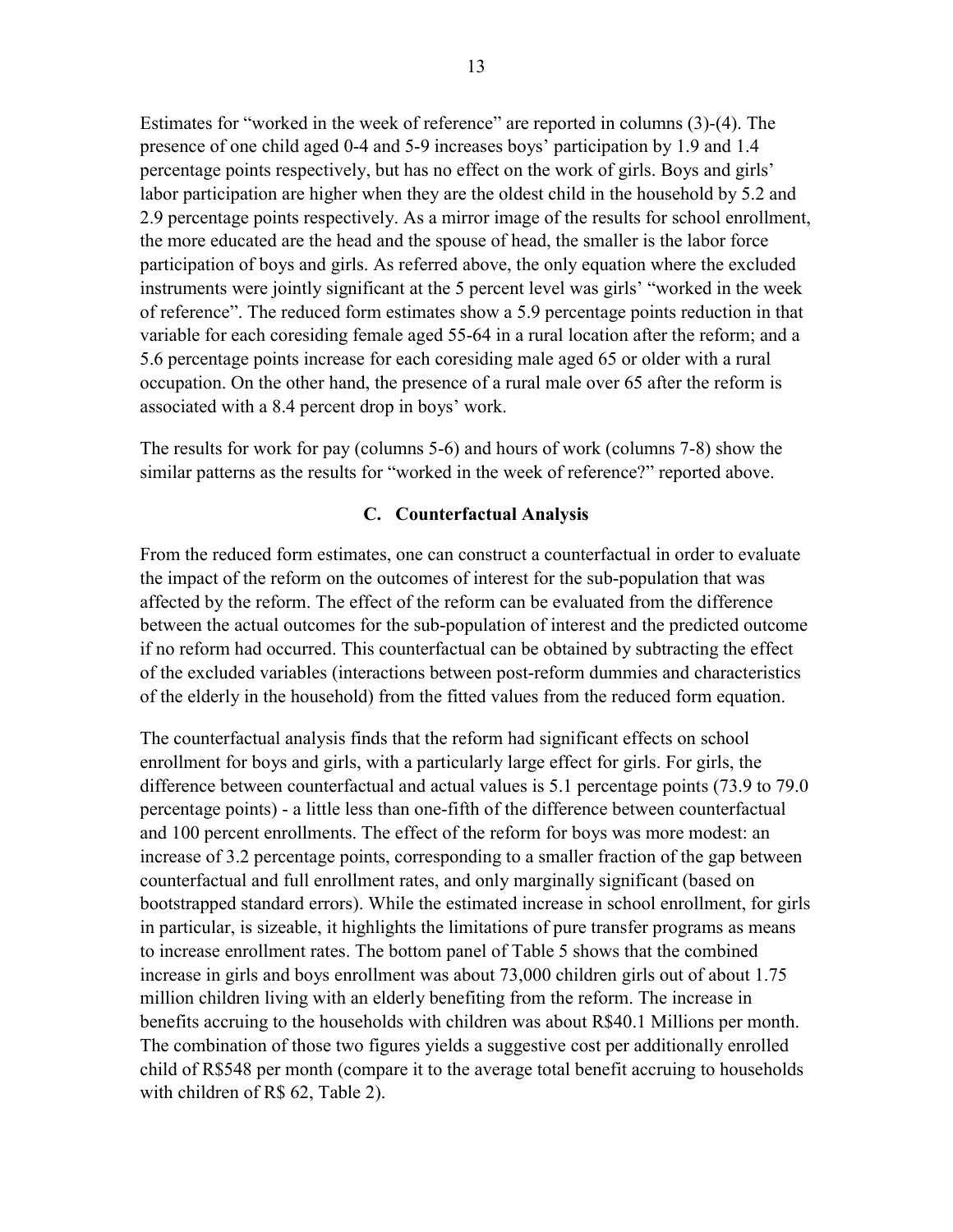Estimates for "worked in the week of reference" are reported in columns (3)-(4). The presence of one child aged 0-4 and 5-9 increases boys' participation by 1.9 and 1.4 percentage points respectively, but has no effect on the work of girls. Boys and girls' labor participation are higher when they are the oldest child in the household by 5.2 and 2.9 percentage points respectively. As a mirror image of the results for school enrollment, the more educated are the head and the spouse of head, the smaller is the labor force participation of boys and girls. As referred above, the only equation where the excluded instruments were jointly significant at the 5 percent level was girls' "worked in the week of reference". The reduced form estimates show a 5.9 percentage points reduction in that variable for each coresiding female aged 55-64 in a rural location after the reform; and a 5.6 percentage points increase for each coresiding male aged 65 or older with a rural occupation. On the other hand, the presence of a rural male over 65 after the reform is associated with a 8.4 percent drop in boys' work.

The results for work for pay (columns 5-6) and hours of work (columns 7-8) show the similar patterns as the results for "worked in the week of reference?" reported above.

### C. Counterfactual Analysis

From the reduced form estimates, one can construct a counterfactual in order to evaluate the impact of the reform on the outcomes of interest for the sub-population that was affected by the reform. The effect of the reform can be evaluated from the difference between the actual outcomes for the sub-population of interest and the predicted outcome if no reform had occurred. This counterfactual can be obtained by subtracting the effect of the excluded variables (interactions between post-reform dummies and characteristics of the elderly in the household) from the fitted values from the reduced form equation.

The counterfactual analysis finds that the reform had significant effects on school enrollment for boys and girls, with a particularly large effect for girls. For girls, the difference between counterfactual and actual values is 5.1 percentage points (73.9 to 79.0 percentage points) - a little less than one-fifth of the difference between counterfactual and 100 percent enrollments. The effect of the reform for boys was more modest: an increase of 3.2 percentage points, corresponding to a smaller fraction of the gap between counterfactual and full enrollment rates, and only marginally significant (based on bootstrapped standard errors). While the estimated increase in school enrollment, for girls in particular, is sizeable, it highlights the limitations of pure transfer programs as means to increase enrollment rates. The bottom panel of Table 5 shows that the combined increase in girls and boys enrollment was about 73,000 children girls out of about 1.75 million children living with an elderly benefiting from the reform. The increase in benefits accruing to the households with children was about R$40.1 Millions per month. The combination of those two figures yields a suggestive cost per additionally enrolled child of R$548 per month (compare it to the average total benefit accruing to households with children of R$ 62, Table 2).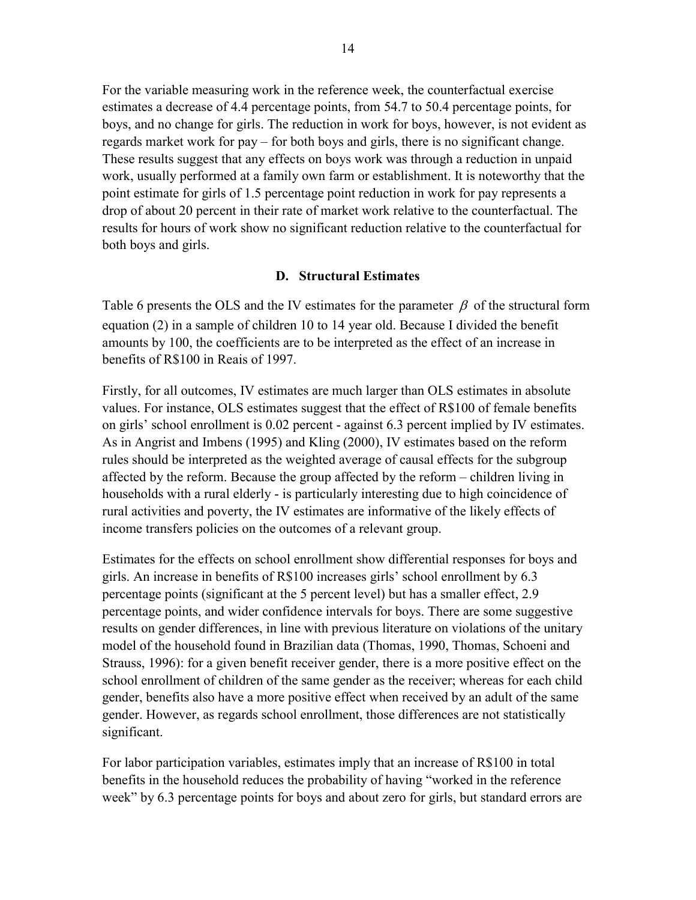For the variable measuring work in the reference week, the counterfactual exercise estimates a decrease of 4.4 percentage points, from 54.7 to 50.4 percentage points, for boys, and no change for girls. The reduction in work for boys, however, is not evident as regards market work for pay – for both boys and girls, there is no significant change. These results suggest that any effects on boys work was through a reduction in unpaid work, usually performed at a family own farm or establishment. It is noteworthy that the point estimate for girls of 1.5 percentage point reduction in work for pay represents a drop of about 20 percent in their rate of market work relative to the counterfactual. The results for hours of work show no significant reduction relative to the counterfactual for both boys and girls.

### D. Structural Estimates

Table 6 presents the OLS and the IV estimates for the parameter $\beta$ of the structural form equation (2) in a sample of children 10 to 14 year old. Because I divided the benefit amounts by 100, the coefficients are to be interpreted as the effect of an increase in benefits of R$100 in Reais of 1997.

Firstly, for all outcomes, IV estimates are much larger than OLS estimates in absolute values. For instance, OLS estimates suggest that the effect of R$100 of female benefits on girls' school enrollment is 0.02 percent - against 6.3 percent implied by IV estimates. As in Angrist and Imbens (1995) and Kling (2000), IV estimates based on the reform rules should be interpreted as the weighted average of causal effects for the subgroup affected by the reform. Because the group affected by the reform – children living in households with a rural elderly - is particularly interesting due to high coincidence of rural activities and poverty, the IV estimates are informative of the likely effects of income transfers policies on the outcomes of a relevant group.

Estimates for the effects on school enrollment show differential responses for boys and girls. An increase in benefits of R$100 increases girls' school enrollment by 6.3 percentage points (significant at the 5 percent level) but has a smaller effect, 2.9 percentage points, and wider confidence intervals for boys. There are some suggestive results on gender differences, in line with previous literature on violations of the unitary model of the household found in Brazilian data (Thomas, 1990, Thomas, Schoeni and Strauss, 1996): for a given benefit receiver gender, there is a more positive effect on the school enrollment of children of the same gender as the receiver; whereas for each child gender, benefits also have a more positive effect when received by an adult of the same gender. However, as regards school enrollment, those differences are not statistically significant.

For labor participation variables, estimates imply that an increase of R$100 in total benefits in the household reduces the probability of having "worked in the reference week" by 6.3 percentage points for boys and about zero for girls, but standard errors are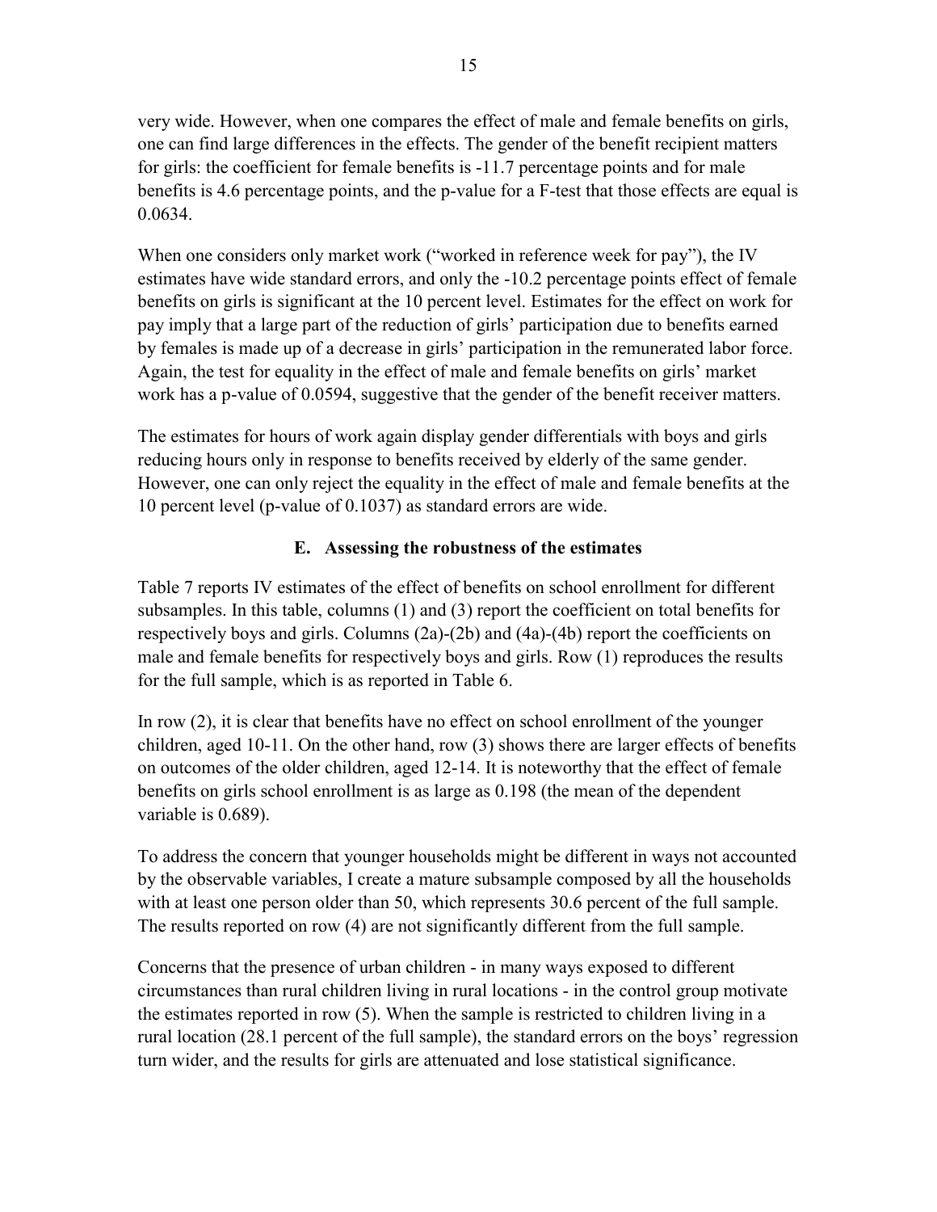very wide. However, when one compares the effect of male and female benefits on girls, one can find large differences in the effects. The gender of the benefit recipient matters for girls: the coefficient for female benefits is -11.7 percentage points and for male benefits is 4.6 percentage points, and the p-value for a F-test that those effects are equal is 0.0634.

When one considers only market work ("worked in reference week for pay"), the IV estimates have wide standard errors, and only the -10.2 percentage points effect of female benefits on girls is significant at the 10 percent level. Estimates for the effect on work for pay imply that a large part of the reduction of girls' participation due to benefits earned by females is made up of a decrease in girls' participation in the remunerated labor force. Again, the test for equality in the effect of male and female benefits on girls' market work has a p-value of 0.0594, suggestive that the gender of the benefit receiver matters.

The estimates for hours of work again display gender differentials with boys and girls reducing hours only in response to benefits received by elderly of the same gender. However, one can only reject the equality in the effect of male and female benefits at the 10 percent level (p-value of 0.1037) as standard errors are wide.

### E. Assessing the robustness of the estimates

Table 7 reports IV estimates of the effect of benefits on school enrollment for different subsamples. In this table, columns (1) and (3) report the coefficient on total benefits for respectively boys and girls. Columns (2a)-(2b) and (4a)-(4b) report the coefficients on male and female benefits for respectively boys and girls. Row (1) reproduces the results for the full sample, which is as reported in Table 6.

In row (2), it is clear that benefits have no effect on school enrollment of the younger children, aged 10-11. On the other hand, row (3) shows there are larger effects of benefits on outcomes of the older children, aged 12-14. It is noteworthy that the effect of female benefits on girls school enrollment is as large as 0.198 (the mean of the dependent variable is 0.689).

To address the concern that younger households might be different in ways not accounted by the observable variables, I create a mature subsample composed by all the households with at least one person older than 50, which represents 30.6 percent of the full sample. The results reported on row (4) are not significantly different from the full sample.

Concerns that the presence of urban children - in many ways exposed to different circumstances than rural children living in rural locations - in the control group motivate the estimates reported in row (5). When the sample is restricted to children living in a rural location (28.1 percent of the full sample), the standard errors on the boys' regression turn wider, and the results for girls are attenuated and lose statistical significance.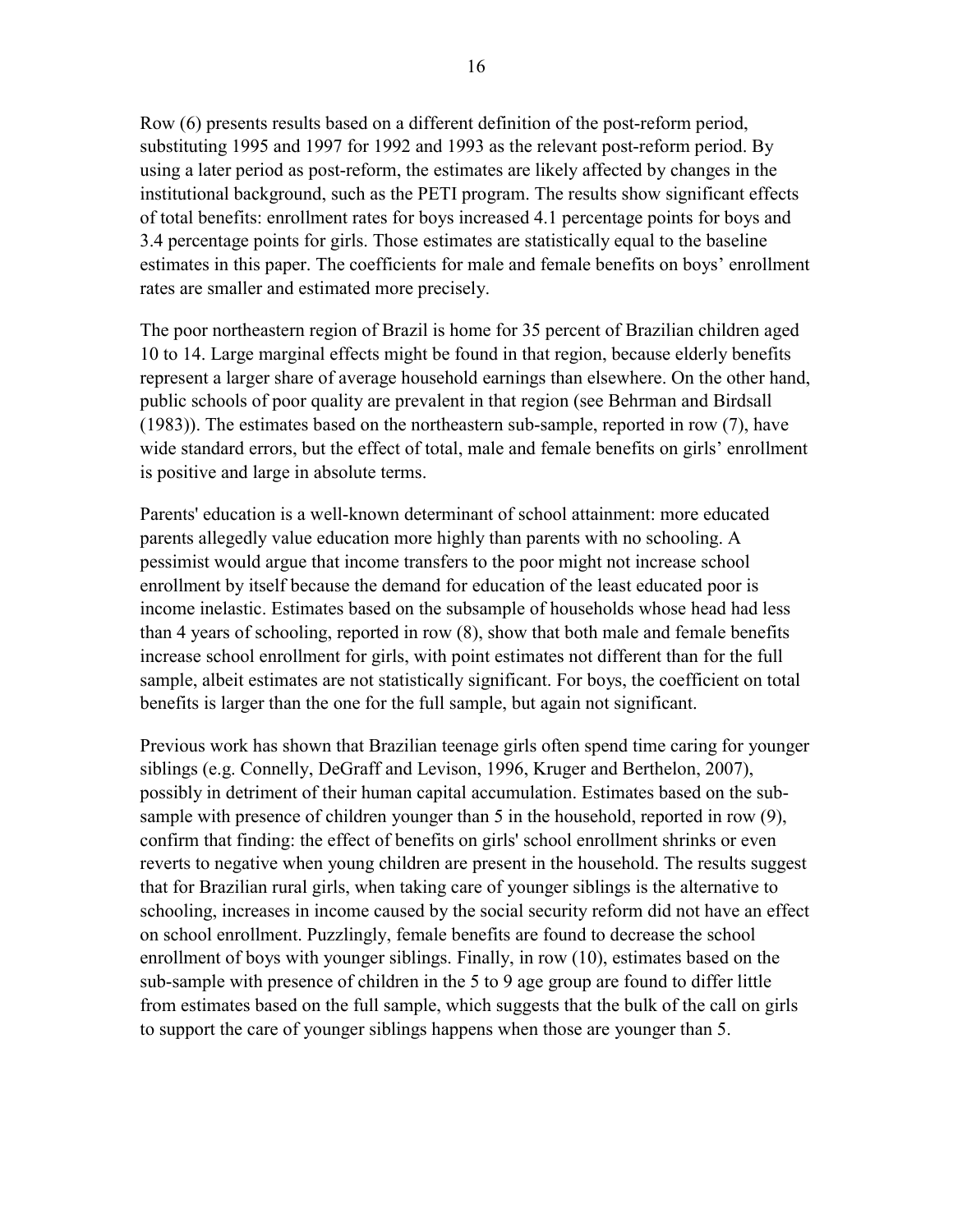Row (6) presents results based on a different definition of the post-reform period, substituting 1995 and 1997 for 1992 and 1993 as the relevant post-reform period. By using a later period as post-reform, the estimates are likely affected by changes in the institutional background, such as the PETI program. The results show significant effects of total benefits: enrollment rates for boys increased 4.1 percentage points for boys and 3.4 percentage points for girls. Those estimates are statistically equal to the baseline estimates in this paper. The coefficients for male and female benefits on boys' enrollment rates are smaller and estimated more precisely.

The poor northeastern region of Brazil is home for 35 percent of Brazilian children aged 10 to 14. Large marginal effects might be found in that region, because elderly benefits represent a larger share of average household earnings than elsewhere. On the other hand, public schools of poor quality are prevalent in that region (see Behrman and Birdsall (1983)). The estimates based on the northeastern sub-sample, reported in row (7), have wide standard errors, but the effect of total, male and female benefits on girls' enrollment is positive and large in absolute terms.

Parents' education is a well-known determinant of school attainment: more educated parents allegedly value education more highly than parents with no schooling. A pessimist would argue that income transfers to the poor might not increase school enrollment by itself because the demand for education of the least educated poor is income inelastic. Estimates based on the subsample of households whose head had less than 4 years of schooling, reported in row (8), show that both male and female benefits increase school enrollment for girls, with point estimates not different than for the full sample, albeit estimates are not statistically significant. For boys, the coefficient on total benefits is larger than the one for the full sample, but again not significant.

Previous work has shown that Brazilian teenage girls often spend time caring for younger siblings (e.g. Connelly, DeGraff and Levison, 1996, Kruger and Berthelon, 2007), possibly in detriment of their human capital accumulation. Estimates based on the sub-sample with presence of children younger than 5 in the household, reported in row (9), confirm that finding: the effect of benefits on girls' school enrollment shrinks or even reverts to negative when young children are present in the household. The results suggest that for Brazilian rural girls, when taking care of younger siblings is the alternative to schooling, increases in income caused by the social security reform did not have an effect on school enrollment. Puzzlingly, female benefits are found to decrease the school enrollment of boys with younger siblings. Finally, in row (10), estimates based on the sub-sample with presence of children in the 5 to 9 age group are found to differ little from estimates based on the full sample, which suggests that the bulk of the call on girls to support the care of younger siblings happens when those are younger than 5.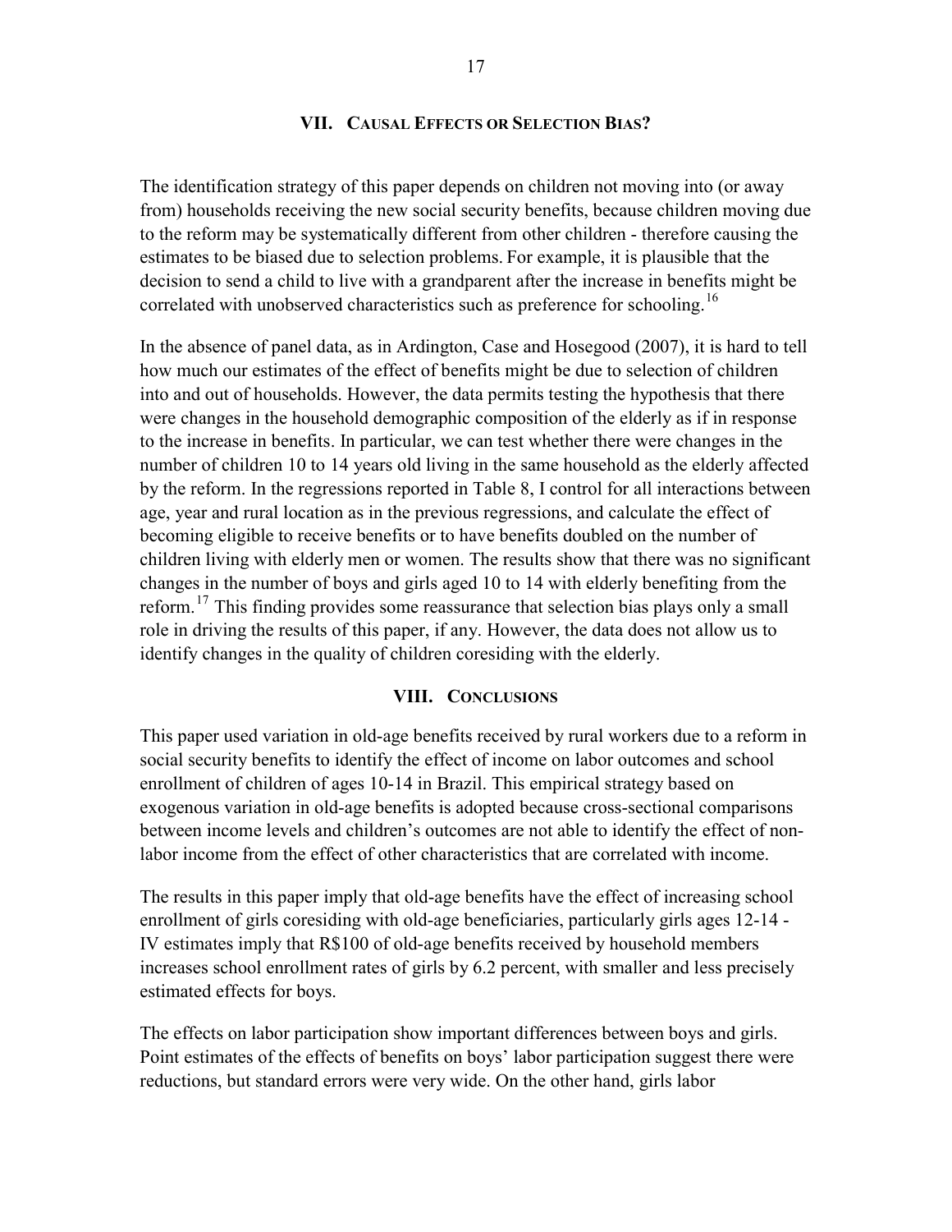## VII. Causal Effects or Selection Bias?

The identification strategy of this paper depends on children not moving into (or away from) households receiving the new social security benefits, because children moving due to the reform may be systematically different from other children - therefore causing the estimates to be biased due to selection problems. For example, it is plausible that the decision to send a child to live with a grandparent after the increase in benefits might be correlated with unobserved characteristics such as preference for schooling.[16]

In the absence of panel data, as in Ardington, Case and Hosegood (2007), it is hard to tell how much our estimates of the effect of benefits might be due to selection of children into and out of households. However, the data permits testing the hypothesis that there were changes in the household demographic composition of the elderly as if in response to the increase in benefits. In particular, we can test whether there were changes in the number of children 10 to 14 years old living in the same household as the elderly affected by the reform. In the regressions reported in Table 8, I control for all interactions between age, year and rural location as in the previous regressions, and calculate the effect of becoming eligible to receive benefits or to have benefits doubled on the number of children living with elderly men or women. The results show that there was no significant changes in the number of boys and girls aged 10 to 14 with elderly benefiting from the reform.[17] This finding provides some reassurance that selection bias plays only a small role in driving the results of this paper, if any. However, the data does not allow us to identify changes in the quality of children coresiding with the elderly.

## VIII. Conclusions

This paper used variation in old-age benefits received by rural workers due to a reform in social security benefits to identify the effect of income on labor outcomes and school enrollment of children of ages 10-14 in Brazil. This empirical strategy based on exogenous variation in old-age benefits is adopted because cross-sectional comparisons between income levels and children's outcomes are not able to identify the effect of non-labor income from the effect of other characteristics that are correlated with income.

The results in this paper imply that old-age benefits have the effect of increasing school enrollment of girls coresiding with old-age beneficiaries, particularly girls ages 12-14 - IV estimates imply that R$100 of old-age benefits received by household members increases school enrollment rates of girls by 6.2 percent, with smaller and less precisely estimated effects for boys.

The effects on labor participation show important differences between boys and girls. Point estimates of the effects of benefits on boys' labor participation suggest there were reductions, but standard errors were very wide. On the other hand, girls labor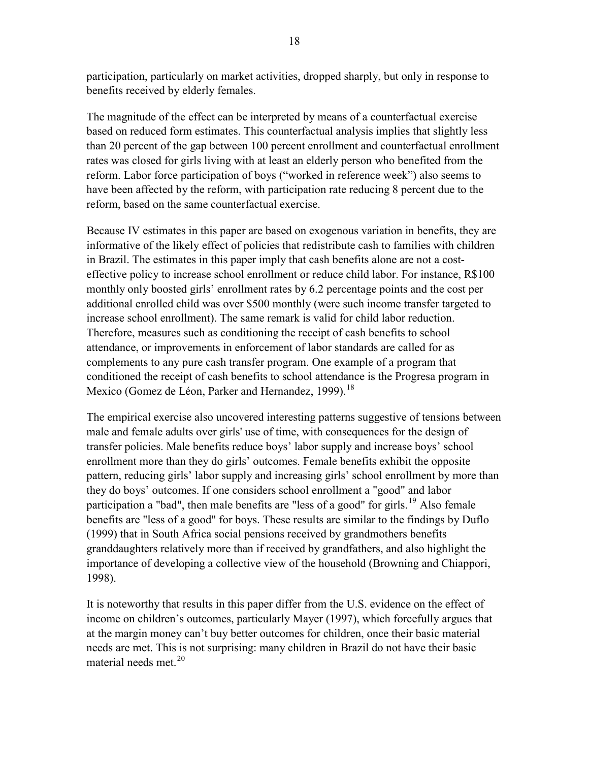participation, particularly on market activities, dropped sharply, but only in response to benefits received by elderly females.

The magnitude of the effect can be interpreted by means of a counterfactual exercise based on reduced form estimates. This counterfactual analysis implies that slightly less than 20 percent of the gap between 100 percent enrollment and counterfactual enrollment rates was closed for girls living with at least an elderly person who benefited from the reform. Labor force participation of boys ("worked in reference week") also seems to have been affected by the reform, with participation rate reducing 8 percent due to the reform, based on the same counterfactual exercise.

Because IV estimates in this paper are based on exogenous variation in benefits, they are informative of the likely effect of policies that redistribute cash to families with children in Brazil. The estimates in this paper imply that cash benefits alone are not a cost-effective policy to increase school enrollment or reduce child labor. For instance, R$100 monthly only boosted girls' enrollment rates by 6.2 percentage points and the cost per additional enrolled child was over $500 monthly (were such income transfer targeted to increase school enrollment). The same remark is valid for child labor reduction. Therefore, measures such as conditioning the receipt of cash benefits to school attendance, or improvements in enforcement of labor standards are called for as complements to any pure cash transfer program. One example of a program that conditioned the receipt of cash benefits to school attendance is the Progresa program in Mexico (Gomez de Léon, Parker and Hernandez, 1999).[18]

The empirical exercise also uncovered interesting patterns suggestive of tensions between male and female adults over girls' use of time, with consequences for the design of transfer policies. Male benefits reduce boys' labor supply and increase boys' school enrollment more than they do girls' outcomes. Female benefits exhibit the opposite pattern, reducing girls' labor supply and increasing girls' school enrollment by more than they do boys' outcomes. If one considers school enrollment a "good" and labor participation a "bad", then male benefits are "less of a good" for girls.[19] Also female benefits are "less of a good" for boys. These results are similar to the findings by Duflo (1999) that in South Africa social pensions received by grandmothers benefits granddaughters relatively more than if received by grandfathers, and also highlight the importance of developing a collective view of the household (Browning and Chiappori, 1998).

It is noteworthy that results in this paper differ from the U.S. evidence on the effect of income on children's outcomes, particularly Mayer (1997), which forcefully argues that at the margin money can't buy better outcomes for children, once their basic material needs are met. This is not surprising: many children in Brazil do not have their basic material needs met.[20]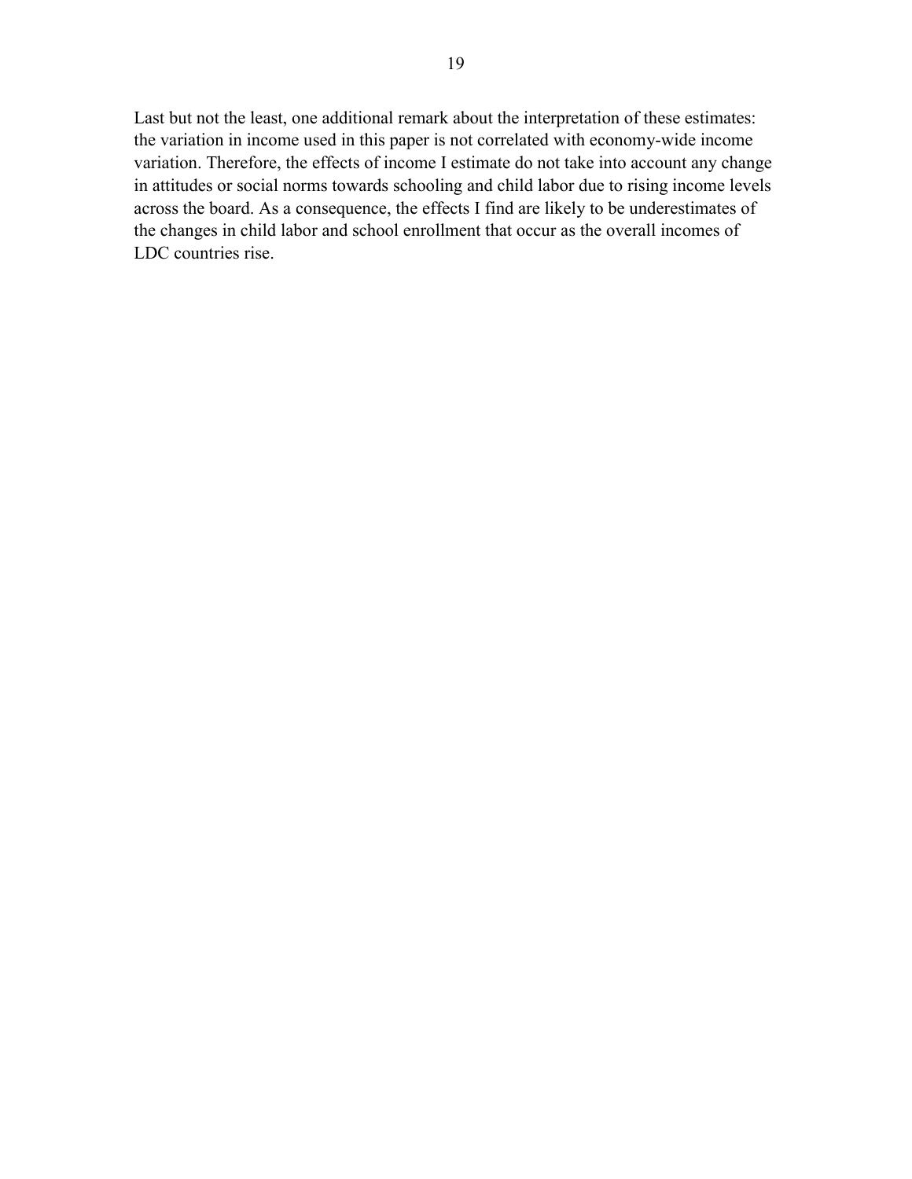Last but not the least, one additional remark about the interpretation of these estimates: the variation in income used in this paper is not correlated with economy-wide income variation. Therefore, the effects of income I estimate do not take into account any change in attitudes or social norms towards schooling and child labor due to rising income levels across the board. As a consequence, the effects I find are likely to be underestimates of the changes in child labor and school enrollment that occur as the overall incomes of LDC countries rise.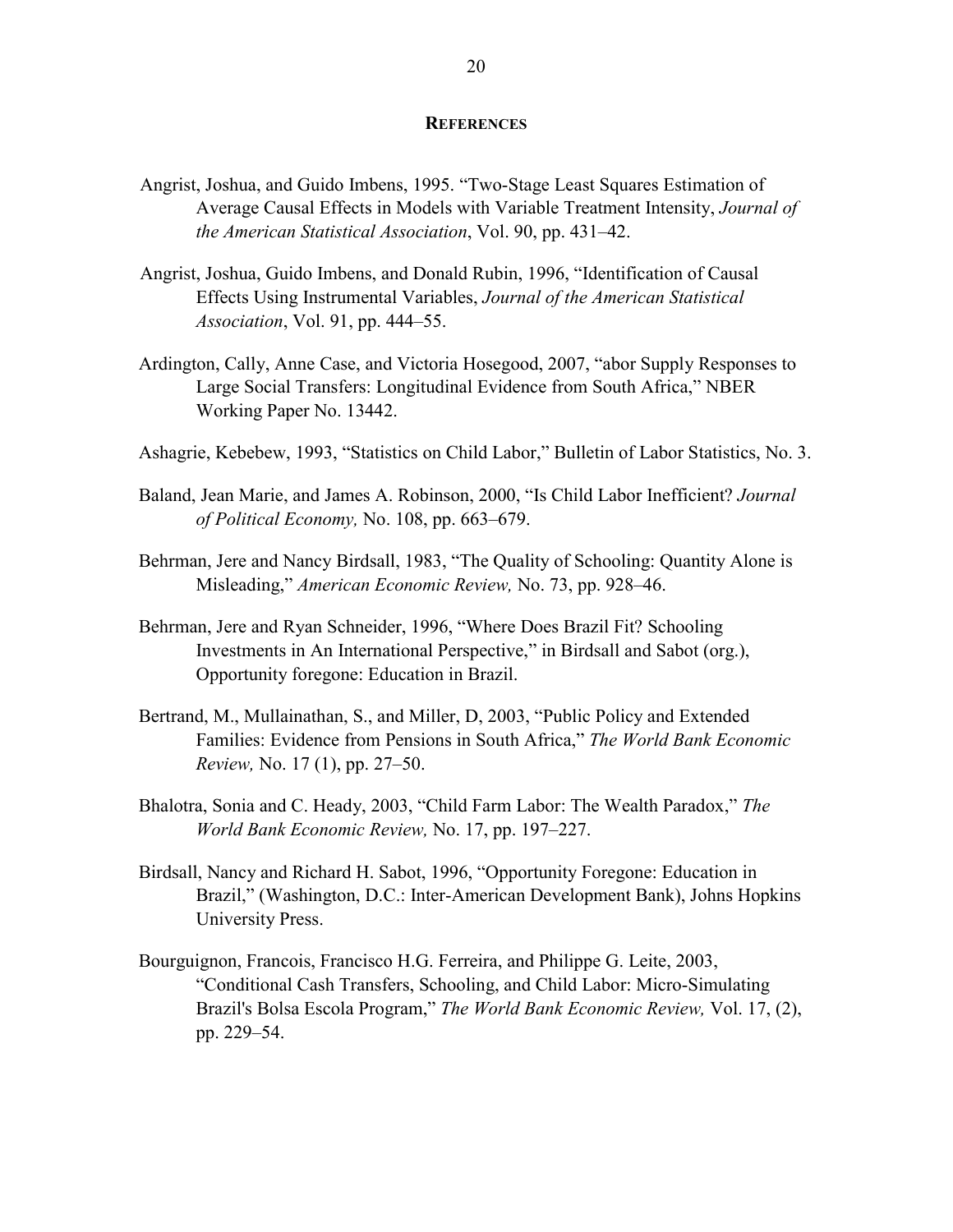## REFERENCES

Angrist, Joshua, and Guido Imbens, 1995. "Two-Stage Least Squares Estimation of Average Causal Effects in Models with Variable Treatment Intensity, *Journal of the American Statistical Association*, Vol. 90, pp. 431–42.

Angrist, Joshua, Guido Imbens, and Donald Rubin, 1996, "Identification of Causal Effects Using Instrumental Variables, *Journal of the American Statistical Association*, Vol. 91, pp. 444–55.

Ardington, Cally, Anne Case, and Victoria Hosegood, 2007, "abor Supply Responses to Large Social Transfers: Longitudinal Evidence from South Africa," NBER Working Paper No. 13442.

Ashagrie, Kebebew, 1993, "Statistics on Child Labor," Bulletin of Labor Statistics, No. 3.

Baland, Jean Marie, and James A. Robinson, 2000, "Is Child Labor Inefficient? *Journal of Political Economy,* No. 108, pp. 663–679.

Behrman, Jere and Nancy Birdsall, 1983, "The Quality of Schooling: Quantity Alone is Misleading," *American Economic Review,* No. 73, pp. 928–46.

Behrman, Jere and Ryan Schneider, 1996, "Where Does Brazil Fit? Schooling Investments in An International Perspective," in Birdsall and Sabot (org.), Opportunity foregone: Education in Brazil.

Bertrand, M., Mullainathan, S., and Miller, D, 2003, "Public Policy and Extended Families: Evidence from Pensions in South Africa," *The World Bank Economic Review,* No. 17 (1), pp. 27–50.

Bhalotra, Sonia and C. Heady, 2003, "Child Farm Labor: The Wealth Paradox," *The World Bank Economic Review,* No. 17, pp. 197–227.

Birdsall, Nancy and Richard H. Sabot, 1996, "Opportunity Foregone: Education in Brazil," (Washington, D.C.: Inter-American Development Bank), Johns Hopkins University Press.

Bourguignon, Francois, Francisco H.G. Ferreira, and Philippe G. Leite, 2003, "Conditional Cash Transfers, Schooling, and Child Labor: Micro-Simulating Brazil's Bolsa Escola Program," *The World Bank Economic Review,* Vol. 17, (2), pp. 229–54.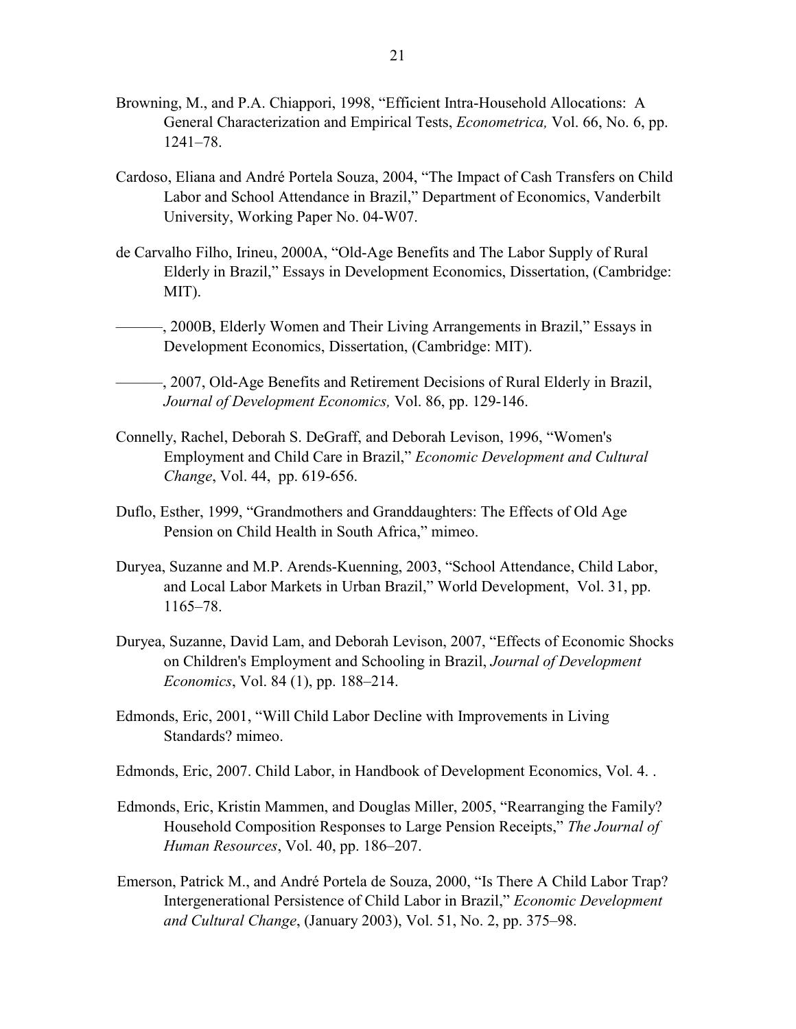Browning, M., and P.A. Chiappori, 1998, "Efficient Intra-Household Allocations: A General Characterization and Empirical Tests, *Econometrica,* Vol. 66, No. 6, pp. 1241–78.

Cardoso, Eliana and André Portela Souza, 2004, "The Impact of Cash Transfers on Child Labor and School Attendance in Brazil," Department of Economics, Vanderbilt University, Working Paper No. 04-W07.

de Carvalho Filho, Irineu, 2000A, "Old-Age Benefits and The Labor Supply of Rural Elderly in Brazil," Essays in Development Economics, Dissertation, (Cambridge: MIT).

———, 2000B, Elderly Women and Their Living Arrangements in Brazil," Essays in Development Economics, Dissertation, (Cambridge: MIT).

———, 2007, Old-Age Benefits and Retirement Decisions of Rural Elderly in Brazil, *Journal of Development Economics,* Vol. 86, pp. 129-146.

Connelly, Rachel, Deborah S. DeGraff, and Deborah Levison, 1996, "Women's Employment and Child Care in Brazil," *Economic Development and Cultural Change*, Vol. 44, pp. 619-656.

Duflo, Esther, 1999, "Grandmothers and Granddaughters: The Effects of Old Age Pension on Child Health in South Africa," mimeo.

Duryea, Suzanne and M.P. Arends-Kuenning, 2003, "School Attendance, Child Labor, and Local Labor Markets in Urban Brazil," World Development, Vol. 31, pp. 1165–78.

Duryea, Suzanne, David Lam, and Deborah Levison, 2007, "Effects of Economic Shocks on Children's Employment and Schooling in Brazil, *Journal of Development Economics*, Vol. 84 (1), pp. 188–214.

Edmonds, Eric, 2001, "Will Child Labor Decline with Improvements in Living Standards? mimeo.

Edmonds, Eric, 2007. Child Labor, in Handbook of Development Economics, Vol. 4. .

Edmonds, Eric, Kristin Mammen, and Douglas Miller, 2005, "Rearranging the Family? Household Composition Responses to Large Pension Receipts," *The Journal of Human Resources*, Vol. 40, pp. 186–207.

Emerson, Patrick M., and André Portela de Souza, 2000, "Is There A Child Labor Trap? Intergenerational Persistence of Child Labor in Brazil," *Economic Development and Cultural Change*, (January 2003), Vol. 51, No. 2, pp. 375–98.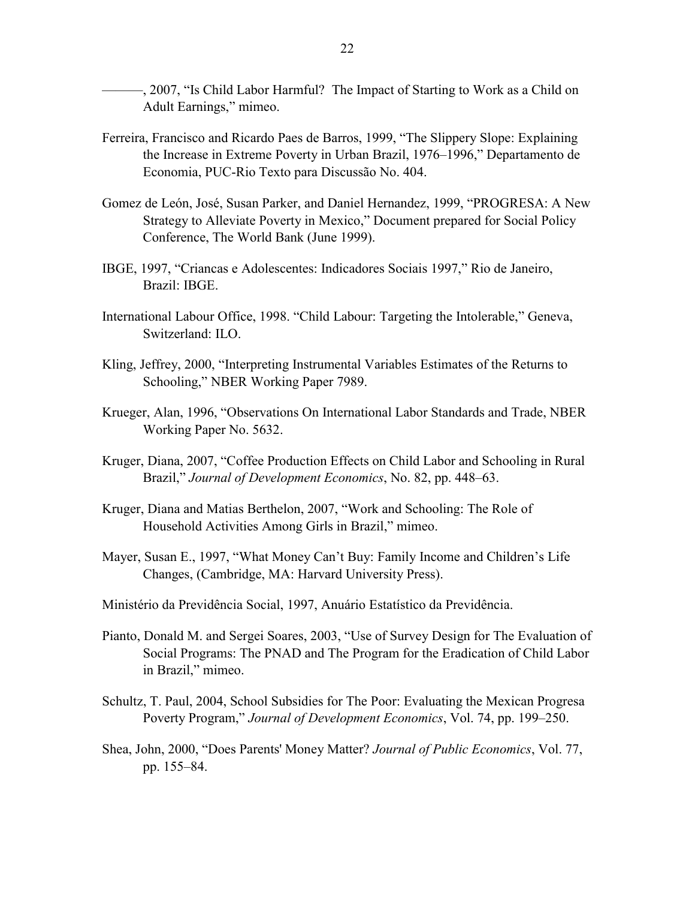———, 2007, "Is Child Labor Harmful? The Impact of Starting to Work as a Child on Adult Earnings," mimeo.

Ferreira, Francisco and Ricardo Paes de Barros, 1999, "The Slippery Slope: Explaining the Increase in Extreme Poverty in Urban Brazil, 1976–1996," Departamento de Economia, PUC-Rio Texto para Discussão No. 404.

Gomez de León, José, Susan Parker, and Daniel Hernandez, 1999, "PROGRESA: A New Strategy to Alleviate Poverty in Mexico," Document prepared for Social Policy Conference, The World Bank (June 1999).

IBGE, 1997, "Criancas e Adolescentes: Indicadores Sociais 1997," Rio de Janeiro, Brazil: IBGE.

International Labour Office, 1998. "Child Labour: Targeting the Intolerable," Geneva, Switzerland: ILO.

Kling, Jeffrey, 2000, "Interpreting Instrumental Variables Estimates of the Returns to Schooling," NBER Working Paper 7989.

Krueger, Alan, 1996, "Observations On International Labor Standards and Trade, NBER Working Paper No. 5632.

Kruger, Diana, 2007, "Coffee Production Effects on Child Labor and Schooling in Rural Brazil," *Journal of Development Economics*, No. 82, pp. 448–63.

Kruger, Diana and Matias Berthelon, 2007, "Work and Schooling: The Role of Household Activities Among Girls in Brazil," mimeo.

Mayer, Susan E., 1997, "What Money Can't Buy: Family Income and Children's Life Changes, (Cambridge, MA: Harvard University Press).

Ministério da Previdência Social, 1997, Anuário Estatístico da Previdência.

Pianto, Donald M. and Sergei Soares, 2003, "Use of Survey Design for The Evaluation of Social Programs: The PNAD and The Program for the Eradication of Child Labor in Brazil," mimeo.

Schultz, T. Paul, 2004, School Subsidies for The Poor: Evaluating the Mexican Progresa Poverty Program," *Journal of Development Economics*, Vol. 74, pp. 199–250.

Shea, John, 2000, "Does Parents' Money Matter? *Journal of Public Economics*, Vol. 77, pp. 155–84.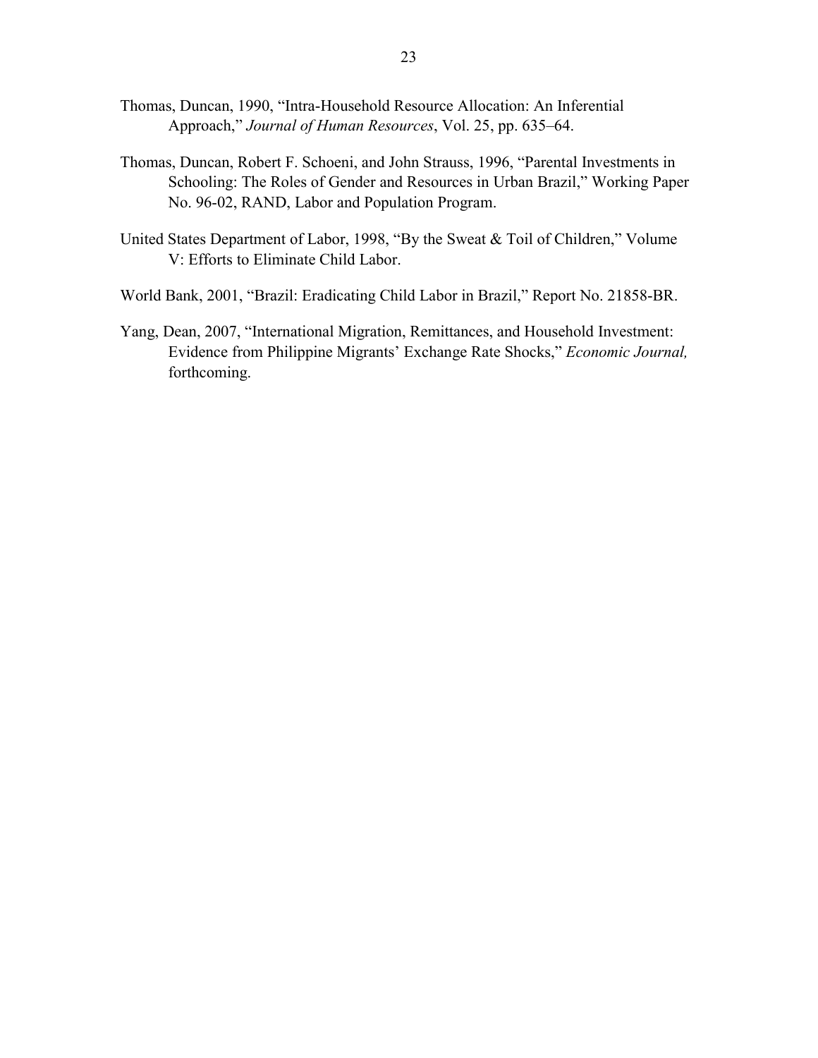Thomas, Duncan, 1990, "Intra-Household Resource Allocation: An Inferential Approach," *Journal of Human Resources*, Vol. 25, pp. 635–64.

Thomas, Duncan, Robert F. Schoeni, and John Strauss, 1996, "Parental Investments in Schooling: The Roles of Gender and Resources in Urban Brazil," Working Paper No. 96-02, RAND, Labor and Population Program.

United States Department of Labor, 1998, "By the Sweat & Toil of Children," Volume V: Efforts to Eliminate Child Labor.

World Bank, 2001, "Brazil: Eradicating Child Labor in Brazil," Report No. 21858-BR.

Yang, Dean, 2007, "International Migration, Remittances, and Household Investment: Evidence from Philippine Migrants' Exchange Rate Shocks," *Economic Journal,* forthcoming.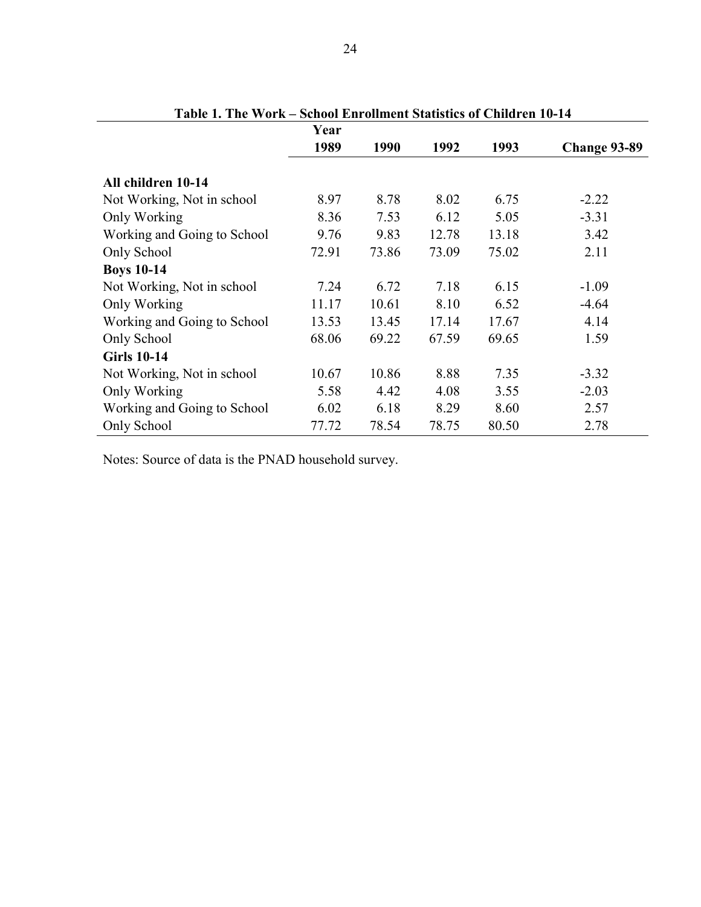**Table 1. The Work – School Enrollment Statistics of Children 10-14**

| | Year | | | | |
|---|---|---|---|---|---|
| | 1989 | 1990 | 1992 | 1993 | Change 93-89 |
| **All children 10-14** | | | | | |
| Not Working, Not in school | 8.97 | 8.78 | 8.02 | 6.75 | -2.22 |
| Only Working | 8.36 | 7.53 | 6.12 | 5.05 | -3.31 |
| Working and Going to School | 9.76 | 9.83 | 12.78 | 13.18 | 3.42 |
| Only School | 72.91 | 73.86 | 73.09 | 75.02 | 2.11 |
| **Boys 10-14** | | | | | |
| Not Working, Not in school | 7.24 | 6.72 | 7.18 | 6.15 | -1.09 |
| Only Working | 11.17 | 10.61 | 8.10 | 6.52 | -4.64 |
| Working and Going to School | 13.53 | 13.45 | 17.14 | 17.67 | 4.14 |
| Only School | 68.06 | 69.22 | 67.59 | 69.65 | 1.59 |
| **Girls 10-14** | | | | | |
| Not Working, Not in school | 10.67 | 10.86 | 8.88 | 7.35 | -3.32 |
| Only Working | 5.58 | 4.42 | 4.08 | 3.55 | -2.03 |
| Working and Going to School | 6.02 | 6.18 | 8.29 | 8.60 | 2.57 |
| Only School | 77.72 | 78.54 | 78.75 | 80.50 | 2.78 |

Notes: Source of data is the PNAD household survey.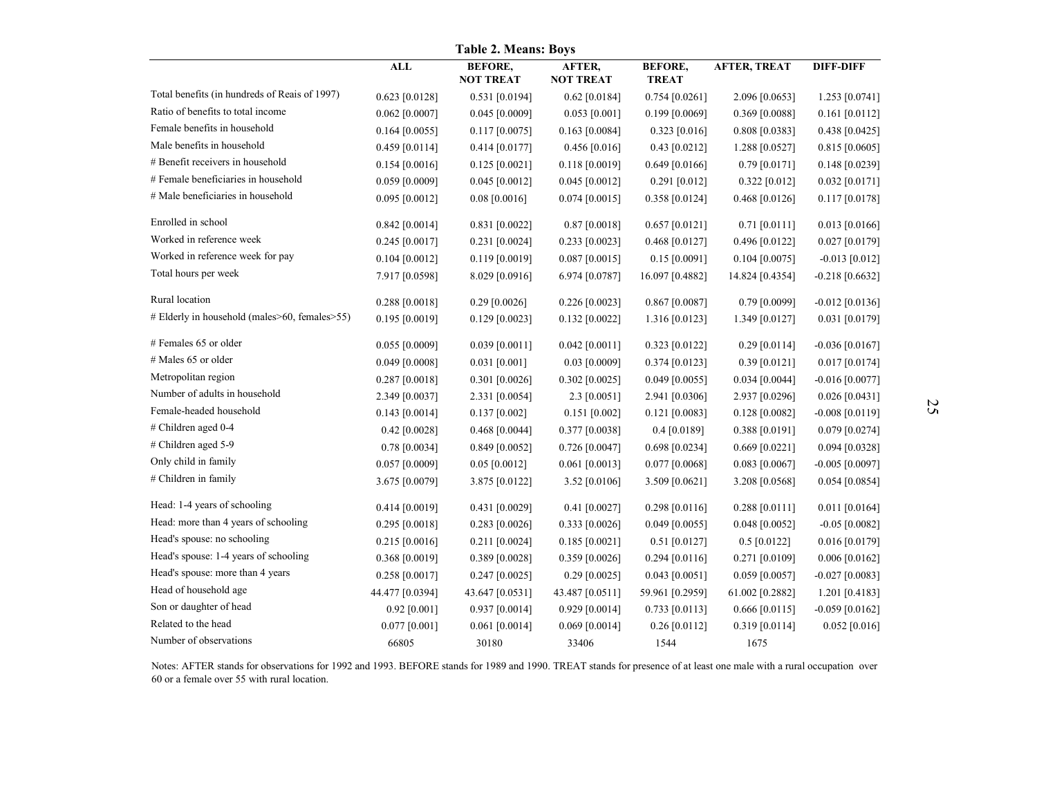**Table 2. Means: Boys**

| | ALL | BEFORE, NOT TREAT | AFTER, NOT TREAT | BEFORE, TREAT | AFTER, TREAT | DIFF-DIFF |
|---|---|---|---|---|---|---|
| Total benefits (in hundreds of Reais of 1997) | 0.623 [0.0128] | 0.531 [0.0194] | 0.62 [0.0184] | 0.754 [0.0261] | 2.096 [0.0653] | 1.253 [0.0741] |
| Ratio of benefits to total income | 0.062 [0.0007] | 0.045 [0.0009] | 0.053 [0.001] | 0.199 [0.0069] | 0.369 [0.0088] | 0.161 [0.0112] |
| Female benefits in household | 0.164 [0.0055] | 0.117 [0.0075] | 0.163 [0.0084] | 0.323 [0.016] | 0.808 [0.0383] | 0.438 [0.0425] |
| Male benefits in household | 0.459 [0.0114] | 0.414 [0.0177] | 0.456 [0.016] | 0.43 [0.0212] | 1.288 [0.0527] | 0.815 [0.0605] |
| # Benefit receivers in household | 0.154 [0.0016] | 0.125 [0.0021] | 0.118 [0.0019] | 0.649 [0.0166] | 0.79 [0.0171] | 0.148 [0.0239] |
| # Female beneficiaries in household | 0.059 [0.0009] | 0.045 [0.0012] | 0.045 [0.0012] | 0.291 [0.012] | 0.322 [0.012] | 0.032 [0.0171] |
| # Male beneficiaries in household | 0.095 [0.0012] | 0.08 [0.0016] | 0.074 [0.0015] | 0.358 [0.0124] | 0.468 [0.0126] | 0.117 [0.0178] |
| Enrolled in school | 0.842 [0.0014] | 0.831 [0.0022] | 0.87 [0.0018] | 0.657 [0.0121] | 0.71 [0.0111] | 0.013 [0.0166] |
| Worked in reference week | 0.245 [0.0017] | 0.231 [0.0024] | 0.233 [0.0023] | 0.468 [0.0127] | 0.496 [0.0122] | 0.027 [0.0179] |
| Worked in reference week for pay | 0.104 [0.0012] | 0.119 [0.0019] | 0.087 [0.0015] | 0.15 [0.0091] | 0.104 [0.0075] | -0.013 [0.012] |
| Total hours per week | 7.917 [0.0598] | 8.029 [0.0916] | 6.974 [0.0787] | 16.097 [0.4882] | 14.824 [0.4354] | -0.218 [0.6632] |
| Rural location | 0.288 [0.0018] | 0.29 [0.0026] | 0.226 [0.0023] | 0.867 [0.0087] | 0.79 [0.0099] | -0.012 [0.0136] |
| # Elderly in household (males>60, females>55) | 0.195 [0.0019] | 0.129 [0.0023] | 0.132 [0.0022] | 1.316 [0.0123] | 1.349 [0.0127] | 0.031 [0.0179] |
| # Females 65 or older | 0.055 [0.0009] | 0.039 [0.0011] | 0.042 [0.0011] | 0.323 [0.0122] | 0.29 [0.0114] | -0.036 [0.0167] |
| # Males 65 or older | 0.049 [0.0008] | 0.031 [0.001] | 0.03 [0.0009] | 0.374 [0.0123] | 0.39 [0.0121] | 0.017 [0.0174] |
| Metropolitan region | 0.287 [0.0018] | 0.301 [0.0026] | 0.302 [0.0025] | 0.049 [0.0055] | 0.034 [0.0044] | -0.016 [0.0077] |
| Number of adults in household | 2.349 [0.0037] | 2.331 [0.0054] | 2.3 [0.0051] | 2.941 [0.0306] | 2.937 [0.0296] | 0.026 [0.0431] |
| Female-headed household | 0.143 [0.0014] | 0.137 [0.002] | 0.151 [0.002] | 0.121 [0.0083] | 0.128 [0.0082] | -0.008 [0.0119] |
| # Children aged 0-4 | 0.42 [0.0028] | 0.468 [0.0044] | 0.377 [0.0038] | 0.4 [0.0189] | 0.388 [0.0191] | 0.079 [0.0274] |
| # Children aged 5-9 | 0.78 [0.0034] | 0.849 [0.0052] | 0.726 [0.0047] | 0.698 [0.0234] | 0.669 [0.0221] | 0.094 [0.0328] |
| Only child in family | 0.057 [0.0009] | 0.05 [0.0012] | 0.061 [0.0013] | 0.077 [0.0068] | 0.083 [0.0067] | -0.005 [0.0097] |
| # Children in family | 3.675 [0.0079] | 3.875 [0.0122] | 3.52 [0.0106] | 3.509 [0.0621] | 3.208 [0.0568] | 0.054 [0.0854] |
| Head: 1-4 years of schooling | 0.414 [0.0019] | 0.431 [0.0029] | 0.41 [0.0027] | 0.298 [0.0116] | 0.288 [0.0111] | 0.011 [0.0164] |
| Head: more than 4 years of schooling | 0.295 [0.0018] | 0.283 [0.0026] | 0.333 [0.0026] | 0.049 [0.0055] | 0.048 [0.0052] | -0.05 [0.0082] |
| Head's spouse: no schooling | 0.215 [0.0016] | 0.211 [0.0024] | 0.185 [0.0021] | 0.51 [0.0127] | 0.5 [0.0122] | 0.016 [0.0179] |
| Head's spouse: 1-4 years of schooling | 0.368 [0.0019] | 0.389 [0.0028] | 0.359 [0.0026] | 0.294 [0.0116] | 0.271 [0.0109] | 0.006 [0.0162] |
| Head's spouse: more than 4 years | 0.258 [0.0017] | 0.247 [0.0025] | 0.29 [0.0025] | 0.043 [0.0051] | 0.059 [0.0057] | -0.027 [0.0083] |
| Head of household age | 44.477 [0.0394] | 43.647 [0.0531] | 43.487 [0.0511] | 59.961 [0.2959] | 61.002 [0.2882] | 1.201 [0.4183] |
| Son or daughter of head | 0.92 [0.001] | 0.937 [0.0014] | 0.929 [0.0014] | 0.733 [0.0113] | 0.666 [0.0115] | -0.059 [0.0162] |
| Related to the head | 0.077 [0.001] | 0.061 [0.0014] | 0.069 [0.0014] | 0.26 [0.0112] | 0.319 [0.0114] | 0.052 [0.016] |
| Number of observations | 66805 | 30180 | 33406 | 1544 | 1675 | |

Notes: AFTER stands for observations for 1992 and 1993. BEFORE stands for 1989 and 1990. TREAT stands for presence of at least one male with a rural occupation over 60 or a female over 55 with rural location.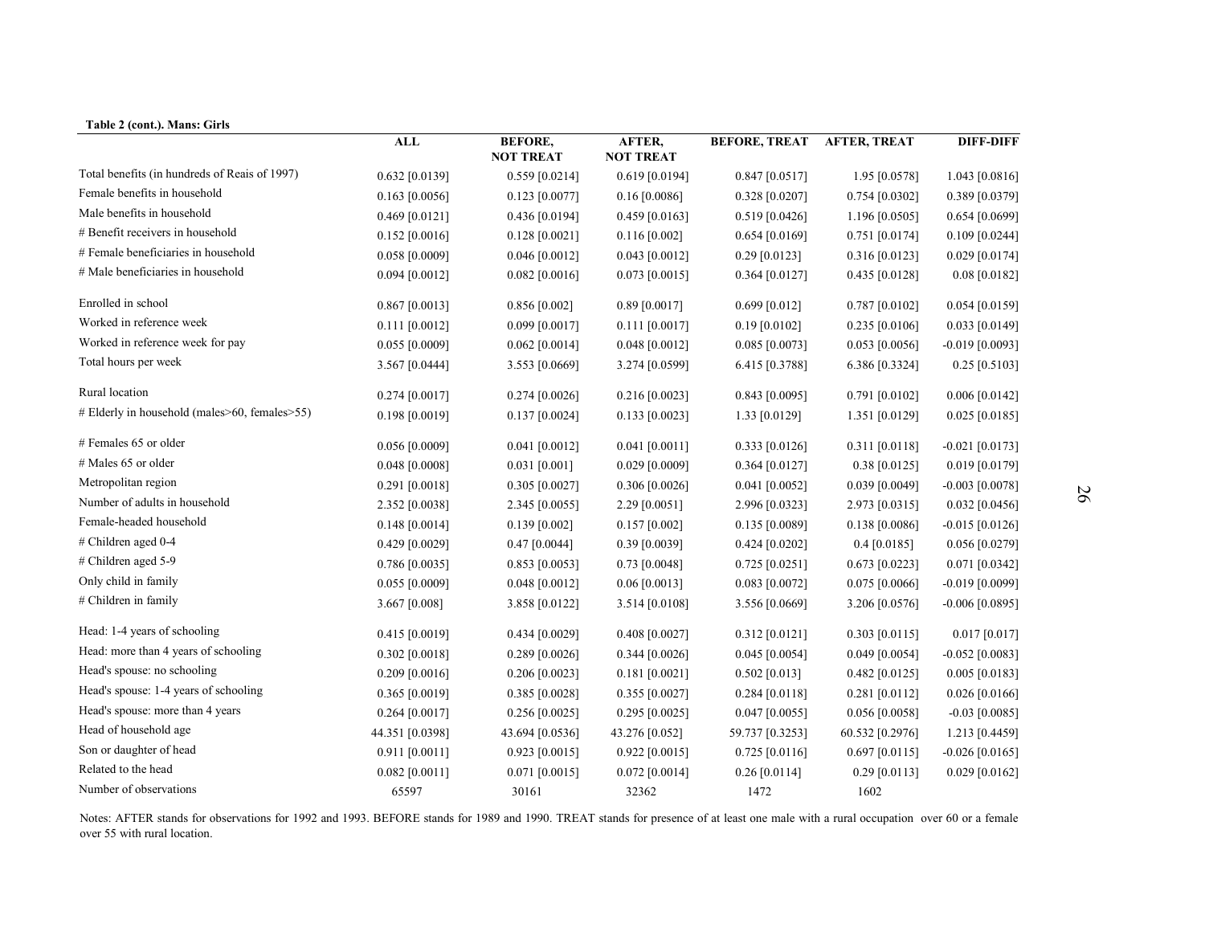**Table 2 (cont.). Mans: Girls**

| | ALL | BEFORE, NOT TREAT | AFTER, NOT TREAT | BEFORE, TREAT | AFTER, TREAT | DIFF-DIFF |
|---|---|---|---|---|---|---|
| Total benefits (in hundreds of Reais of 1997) | 0.632 [0.0139] | 0.559 [0.0214] | 0.619 [0.0194] | 0.847 [0.0517] | 1.95 [0.0578] | 1.043 [0.0816] |
| Female benefits in household | 0.163 [0.0056] | 0.123 [0.0077] | 0.16 [0.0086] | 0.328 [0.0207] | 0.754 [0.0302] | 0.389 [0.0379] |
| Male benefits in household | 0.469 [0.0121] | 0.436 [0.0194] | 0.459 [0.0163] | 0.519 [0.0426] | 1.196 [0.0505] | 0.654 [0.0699] |
| # Benefit receivers in household | 0.152 [0.0016] | 0.128 [0.0021] | 0.116 [0.002] | 0.654 [0.0169] | 0.751 [0.0174] | 0.109 [0.0244] |
| # Female beneficiaries in household | 0.058 [0.0009] | 0.046 [0.0012] | 0.043 [0.0012] | 0.29 [0.0123] | 0.316 [0.0123] | 0.029 [0.0174] |
| # Male beneficiaries in household | 0.094 [0.0012] | 0.082 [0.0016] | 0.073 [0.0015] | 0.364 [0.0127] | 0.435 [0.0128] | 0.08 [0.0182] |
| Enrolled in school | 0.867 [0.0013] | 0.856 [0.002] | 0.89 [0.0017] | 0.699 [0.012] | 0.787 [0.0102] | 0.054 [0.0159] |
| Worked in reference week | 0.111 [0.0012] | 0.099 [0.0017] | 0.111 [0.0017] | 0.19 [0.0102] | 0.235 [0.0106] | 0.033 [0.0149] |
| Worked in reference week for pay | 0.055 [0.0009] | 0.062 [0.0014] | 0.048 [0.0012] | 0.085 [0.0073] | 0.053 [0.0056] | -0.019 [0.0093] |
| Total hours per week | 3.567 [0.0444] | 3.553 [0.0669] | 3.274 [0.0599] | 6.415 [0.3788] | 6.386 [0.3324] | 0.25 [0.5103] |
| Rural location | 0.274 [0.0017] | 0.274 [0.0026] | 0.216 [0.0023] | 0.843 [0.0095] | 0.791 [0.0102] | 0.006 [0.0142] |
| # Elderly in household (males>60, females>55) | 0.198 [0.0019] | 0.137 [0.0024] | 0.133 [0.0023] | 1.33 [0.0129] | 1.351 [0.0129] | 0.025 [0.0185] |
| # Females 65 or older | 0.056 [0.0009] | 0.041 [0.0012] | 0.041 [0.0011] | 0.333 [0.0126] | 0.311 [0.0118] | -0.021 [0.0173] |
| # Males 65 or older | 0.048 [0.0008] | 0.031 [0.001] | 0.029 [0.0009] | 0.364 [0.0127] | 0.38 [0.0125] | 0.019 [0.0179] |
| Metropolitan region | 0.291 [0.0018] | 0.305 [0.0027] | 0.306 [0.0026] | 0.041 [0.0052] | 0.039 [0.0049] | -0.003 [0.0078] |
| Number of adults in household | 2.352 [0.0038] | 2.345 [0.0055] | 2.29 [0.0051] | 2.996 [0.0323] | 2.973 [0.0315] | 0.032 [0.0456] |
| Female-headed household | 0.148 [0.0014] | 0.139 [0.002] | 0.157 [0.002] | 0.135 [0.0089] | 0.138 [0.0086] | -0.015 [0.0126] |
| # Children aged 0-4 | 0.429 [0.0029] | 0.47 [0.0044] | 0.39 [0.0039] | 0.424 [0.0202] | 0.4 [0.0185] | 0.056 [0.0279] |
| # Children aged 5-9 | 0.786 [0.0035] | 0.853 [0.0053] | 0.73 [0.0048] | 0.725 [0.0251] | 0.673 [0.0223] | 0.071 [0.0342] |
| Only child in family | 0.055 [0.0009] | 0.048 [0.0012] | 0.06 [0.0013] | 0.083 [0.0072] | 0.075 [0.0066] | -0.019 [0.0099] |
| # Children in family | 3.667 [0.008] | 3.858 [0.0122] | 3.514 [0.0108] | 3.556 [0.0669] | 3.206 [0.0576] | -0.006 [0.0895] |
| Head: 1-4 years of schooling | 0.415 [0.0019] | 0.434 [0.0029] | 0.408 [0.0027] | 0.312 [0.0121] | 0.303 [0.0115] | 0.017 [0.017] |
| Head: more than 4 years of schooling | 0.302 [0.0018] | 0.289 [0.0026] | 0.344 [0.0026] | 0.045 [0.0054] | 0.049 [0.0054] | -0.052 [0.0083] |
| Head's spouse: no schooling | 0.209 [0.0016] | 0.206 [0.0023] | 0.181 [0.0021] | 0.502 [0.013] | 0.482 [0.0125] | 0.005 [0.0183] |
| Head's spouse: 1-4 years of schooling | 0.365 [0.0019] | 0.385 [0.0028] | 0.355 [0.0027] | 0.284 [0.0118] | 0.281 [0.0112] | 0.026 [0.0166] |
| Head's spouse: more than 4 years | 0.264 [0.0017] | 0.256 [0.0025] | 0.295 [0.0025] | 0.047 [0.0055] | 0.056 [0.0058] | -0.03 [0.0085] |
| Head of household age | 44.351 [0.0398] | 43.694 [0.0536] | 43.276 [0.052] | 59.737 [0.3253] | 60.532 [0.2976] | 1.213 [0.4459] |
| Son or daughter of head | 0.911 [0.0011] | 0.923 [0.0015] | 0.922 [0.0015] | 0.725 [0.0116] | 0.697 [0.0115] | -0.026 [0.0165] |
| Related to the head | 0.082 [0.0011] | 0.071 [0.0015] | 0.072 [0.0014] | 0.26 [0.0114] | 0.29 [0.0113] | 0.029 [0.0162] |
| Number of observations | 65597 | 30161 | 32362 | 1472 | 1602 | |

Notes: AFTER stands for observations for 1992 and 1993. BEFORE stands for 1989 and 1990. TREAT stands for presence of at least one male with a rural occupation over 60 or a female over 55 with rural location.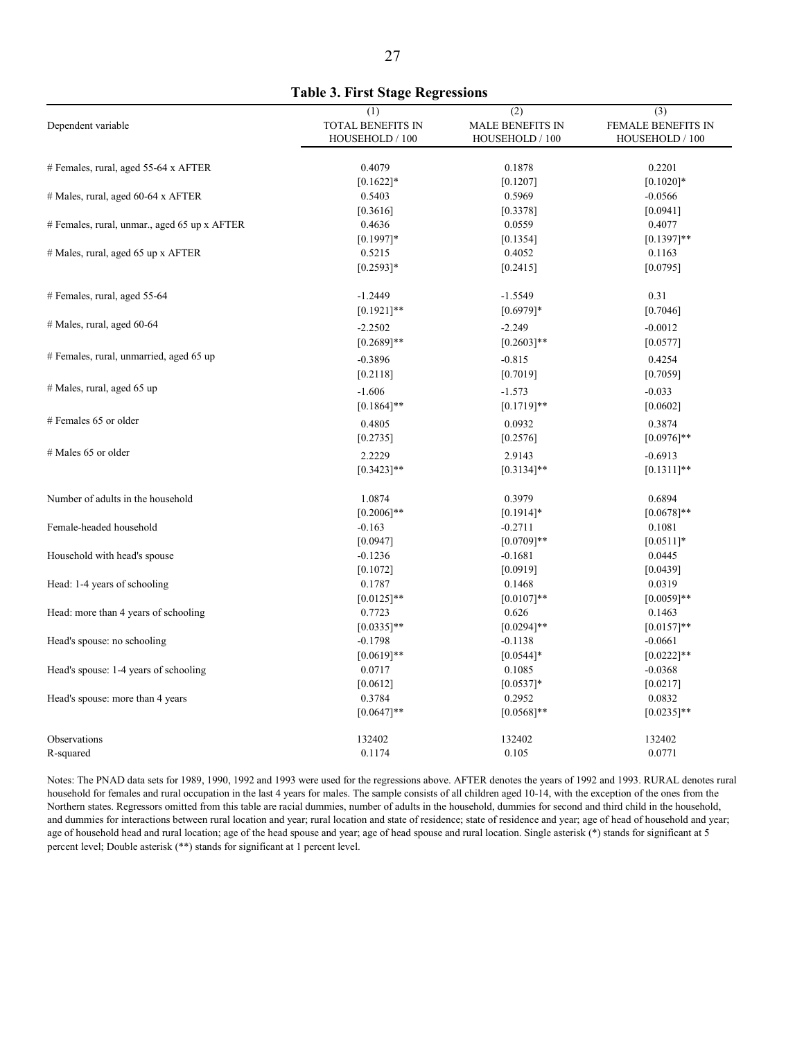**Table 3. First Stage Regressions**

| Dependent variable | (1) TOTAL BENEFITS IN HOUSEHOLD / 100 | (2) MALE BENEFITS IN HOUSEHOLD / 100 | (3) FEMALE BENEFITS IN HOUSEHOLD / 100 |
|---|---|---|---|
| # Females, rural, aged 55-64 x AFTER | 0.4079 | 0.1878 | 0.2201 |
| | [0.1622]* | [0.1207] | [0.1020]* |
| # Males, rural, aged 60-64 x AFTER | 0.5403 | 0.5969 | -0.0566 |
| | [0.3616] | [0.3378] | [0.0941] |
| # Females, rural, unmar., aged 65 up x AFTER | 0.4636 | 0.0559 | 0.4077 |
| | [0.1997]* | [0.1354] | [0.1397]** |
| # Males, rural, aged 65 up x AFTER | 0.5215 | 0.4052 | 0.1163 |
| | [0.2593]* | [0.2415] | [0.0795] |
| # Females, rural, aged 55-64 | -1.2449 | -1.5549 | 0.31 |
| | [0.1921]** | [0.6979]* | [0.7046] |
| # Males, rural, aged 60-64 | -2.2502 | -2.249 | -0.0012 |
| | [0.2689]** | [0.2603]** | [0.0577] |
| # Females, rural, unmarried, aged 65 up | -0.3896 | -0.815 | 0.4254 |
| | [0.2118] | [0.7019] | [0.7059] |
| # Males, rural, aged 65 up | -1.606 | -1.573 | -0.033 |
| | [0.1864]** | [0.1719]** | [0.0602] |
| # Females 65 or older | 0.4805 | 0.0932 | 0.3874 |
| | [0.2735] | [0.2576] | [0.0976]** |
| # Males 65 or older | 2.2229 | 2.9143 | -0.6913 |
| | [0.3423]** | [0.3134]** | [0.1311]** |
| Number of adults in the household | 1.0874 | 0.3979 | 0.6894 |
| | [0.2006]** | [0.1914]* | [0.0678]** |
| Female-headed household | -0.163 | -0.2711 | 0.1081 |
| | [0.0947] | [0.0709]** | [0.0511]* |
| Household with head's spouse | -0.1236 | -0.1681 | 0.0445 |
| | [0.1072] | [0.0919] | [0.0439] |
| Head: 1-4 years of schooling | 0.1787 | 0.1468 | 0.0319 |
| | [0.0125]** | [0.0107]** | [0.0059]** |
| Head: more than 4 years of schooling | 0.7723 | 0.626 | 0.1463 |
| | [0.0335]** | [0.0294]** | [0.0157]** |
| Head's spouse: no schooling | -0.1798 | -0.1138 | -0.0661 |
| | [0.0619]** | [0.0544]* | [0.0222]** |
| Head's spouse: 1-4 years of schooling | 0.0717 | 0.1085 | -0.0368 |
| | [0.0612] | [0.0537]* | [0.0217] |
| Head's spouse: more than 4 years | 0.3784 | 0.2952 | 0.0832 |
| | [0.0647]** | [0.0568]** | [0.0235]** |
| Observations | 132402 | 132402 | 132402 |
| R-squared | 0.1174 | 0.105 | 0.0771 |

Notes: The PNAD data sets for 1989, 1990, 1992 and 1993 were used for the regressions above. AFTER denotes the years of 1992 and 1993. RURAL denotes rural household for females and rural occupation in the last 4 years for males. The sample consists of all children aged 10-14, with the exception of the ones from the Northern states. Regressors omitted from this table are racial dummies, number of adults in the household, dummies for second and third child in the household, and dummies for interactions between rural location and year; rural location and state of residence; state of residence and year; age of head of household and year; age of household head and rural location; age of the head spouse and year; age of head spouse and rural location. Single asterisk (*) stands for significant at 5 percent level; Double asterisk (**) stands for significant at 1 percent level.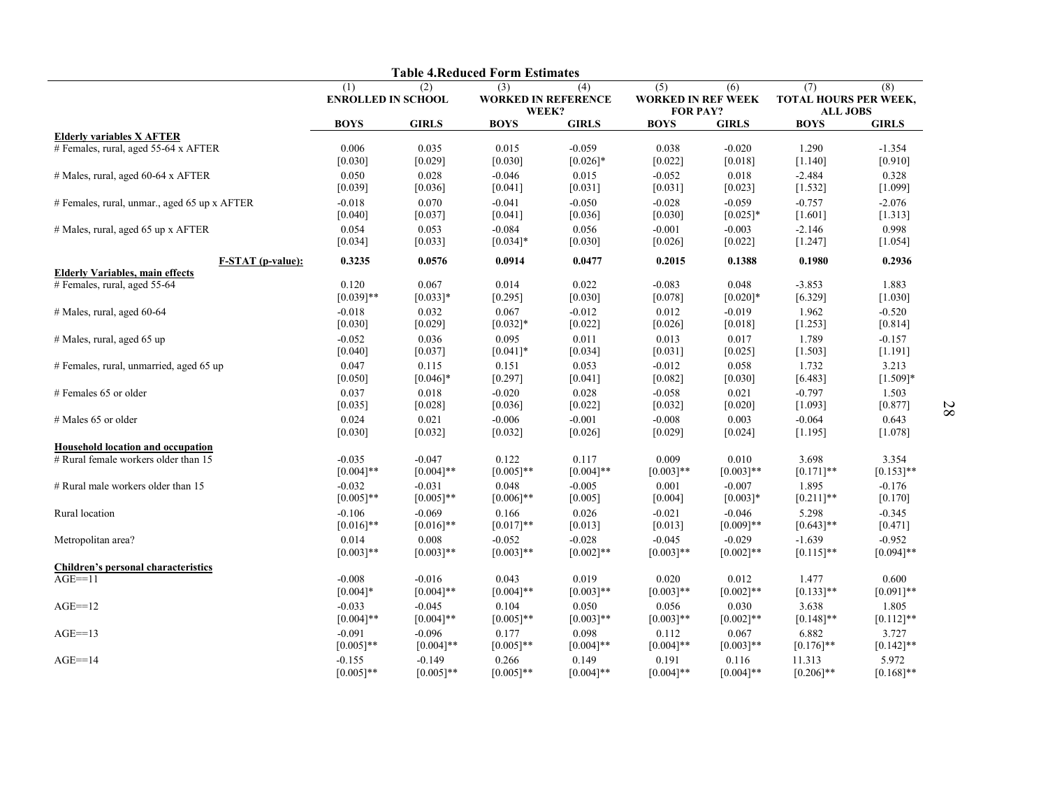**Table 4.Reduced Form Estimates**

| | (1) | (2) | (3) | (4) | (5) | (6) | (7) | (8) |
|---|---|---|---|---|---|---|---|---|
| | ENROLLED IN SCHOOL | | WORKED IN REFERENCE WEEK? | | WORKED IN REF WEEK FOR PAY? | | TOTAL HOURS PER WEEK, ALL JOBS | |
| | BOYS | GIRLS | BOYS | GIRLS | BOYS | GIRLS | BOYS | GIRLS |
| **Elderly variables X AFTER** | | | | | | | | |
| # Females, rural, aged 55-64 x AFTER | 0.006 | 0.035 | 0.015 | -0.059 | 0.038 | -0.020 | 1.290 | -1.354 |
| | [0.030] | [0.029] | [0.030] | [0.026]* | [0.022] | [0.018] | [1.140] | [0.910] |
| # Males, rural, aged 60-64 x AFTER | 0.050 | 0.028 | -0.046 | 0.015 | -0.052 | 0.018 | -2.484 | 0.328 |
| | [0.039] | [0.036] | [0.041] | [0.031] | [0.031] | [0.023] | [1.532] | [1.099] |
| # Females, rural, unmar., aged 65 up x AFTER | -0.018 | 0.070 | -0.041 | -0.050 | -0.028 | -0.059 | -0.757 | -2.076 |
| | [0.040] | [0.037] | [0.041] | [0.036] | [0.030] | [0.025]* | [1.601] | [1.313] |
| # Males, rural, aged 65 up x AFTER | 0.054 | 0.053 | -0.084 | 0.056 | -0.001 | -0.003 | -2.146 | 0.998 |
| | [0.034] | [0.033] | [0.034]* | [0.030] | [0.026] | [0.022] | [1.247] | [1.054] |
| **F-STAT (p-value):** | **0.3235** | **0.0576** | **0.0914** | **0.0477** | **0.2015** | **0.1388** | **0.1980** | **0.2936** |
| **Elderly Variables, main effects** | | | | | | | | |
| # Females, rural, aged 55-64 | 0.120 | 0.067 | 0.014 | 0.022 | -0.083 | 0.048 | -3.853 | 1.883 |
| | [0.039]** | [0.033]* | [0.295] | [0.030] | [0.078] | [0.020]* | [6.329] | [1.030] |
| # Males, rural, aged 60-64 | -0.018 | 0.032 | 0.067 | -0.012 | 0.012 | -0.019 | 1.962 | -0.520 |
| | [0.030] | [0.029] | [0.032]* | [0.022] | [0.026] | [0.018] | [1.253] | [0.814] |
| # Males, rural, aged 65 up | -0.052 | 0.036 | 0.095 | 0.011 | 0.013 | 0.017 | 1.789 | -0.157 |
| | [0.040] | [0.037] | [0.041]* | [0.034] | [0.031] | [0.025] | [1.503] | [1.191] |
| # Females, rural, unmarried, aged 65 up | 0.047 | 0.115 | 0.151 | 0.053 | -0.012 | 0.058 | 1.732 | 3.213 |
| | [0.050] | [0.046]* | [0.297] | [0.041] | [0.082] | [0.030] | [6.483] | [1.509]* |
| # Females 65 or older | 0.037 | 0.018 | -0.020 | 0.028 | -0.058 | 0.021 | -0.797 | 1.503 |
| | [0.035] | [0.028] | [0.036] | [0.022] | [0.032] | [0.020] | [1.093] | [0.877] |
| # Males 65 or older | 0.024 | 0.021 | -0.006 | -0.001 | -0.008 | 0.003 | -0.064 | 0.643 |
| | [0.030] | [0.032] | [0.032] | [0.026] | [0.029] | [0.024] | [1.195] | [1.078] |
| **Household location and occupation** | | | | | | | | |
| # Rural female workers older than 15 | -0.035 | -0.047 | 0.122 | 0.117 | 0.009 | 0.010 | 3.698 | 3.354 |
| | [0.004]** | [0.004]** | [0.005]** | [0.004]** | [0.003]** | [0.003]** | [0.171]** | [0.153]** |
| # Rural male workers older than 15 | -0.032 | -0.031 | 0.048 | -0.005 | 0.001 | -0.007 | 1.895 | -0.176 |
| | [0.005]** | [0.005]** | [0.006]** | [0.005] | [0.004] | [0.003]* | [0.211]** | [0.170] |
| Rural location | -0.106 | -0.069 | 0.166 | 0.026 | -0.021 | -0.046 | 5.298 | -0.345 |
| | [0.016]** | [0.016]** | [0.017]** | [0.013] | [0.013] | [0.009]** | [0.643]** | [0.471] |
| Metropolitan area? | 0.014 | 0.008 | -0.052 | -0.028 | -0.045 | -0.029 | -1.639 | -0.952 |
| | [0.003]** | [0.003]** | [0.003]** | [0.002]** | [0.003]** | [0.002]** | [0.115]** | [0.094]** |
| **Children's personal characteristics** | | | | | | | | |
| AGE==11 | -0.008 | -0.016 | 0.043 | 0.019 | 0.020 | 0.012 | 1.477 | 0.600 |
| | [0.004]* | [0.004]** | [0.004]** | [0.003]** | [0.003]** | [0.002]** | [0.133]** | [0.091]** |
| AGE==12 | -0.033 | -0.045 | 0.104 | 0.050 | 0.056 | 0.030 | 3.638 | 1.805 |
| | [0.004]** | [0.004]** | [0.005]** | [0.003]** | [0.003]** | [0.002]** | [0.148]** | [0.112]** |
| AGE==13 | -0.091 | -0.096 | 0.177 | 0.098 | 0.112 | 0.067 | 6.882 | 3.727 |
| | [0.005]** | [0.004]** | [0.005]** | [0.004]** | [0.004]** | [0.003]** | [0.176]** | [0.142]** |
| AGE==14 | -0.155 | -0.149 | 0.266 | 0.149 | 0.191 | 0.116 | 11.313 | 5.972 |
| | [0.005]** | [0.005]** | [0.005]** | [0.004]** | [0.004]** | [0.004]** | [0.206]** | [0.168]** |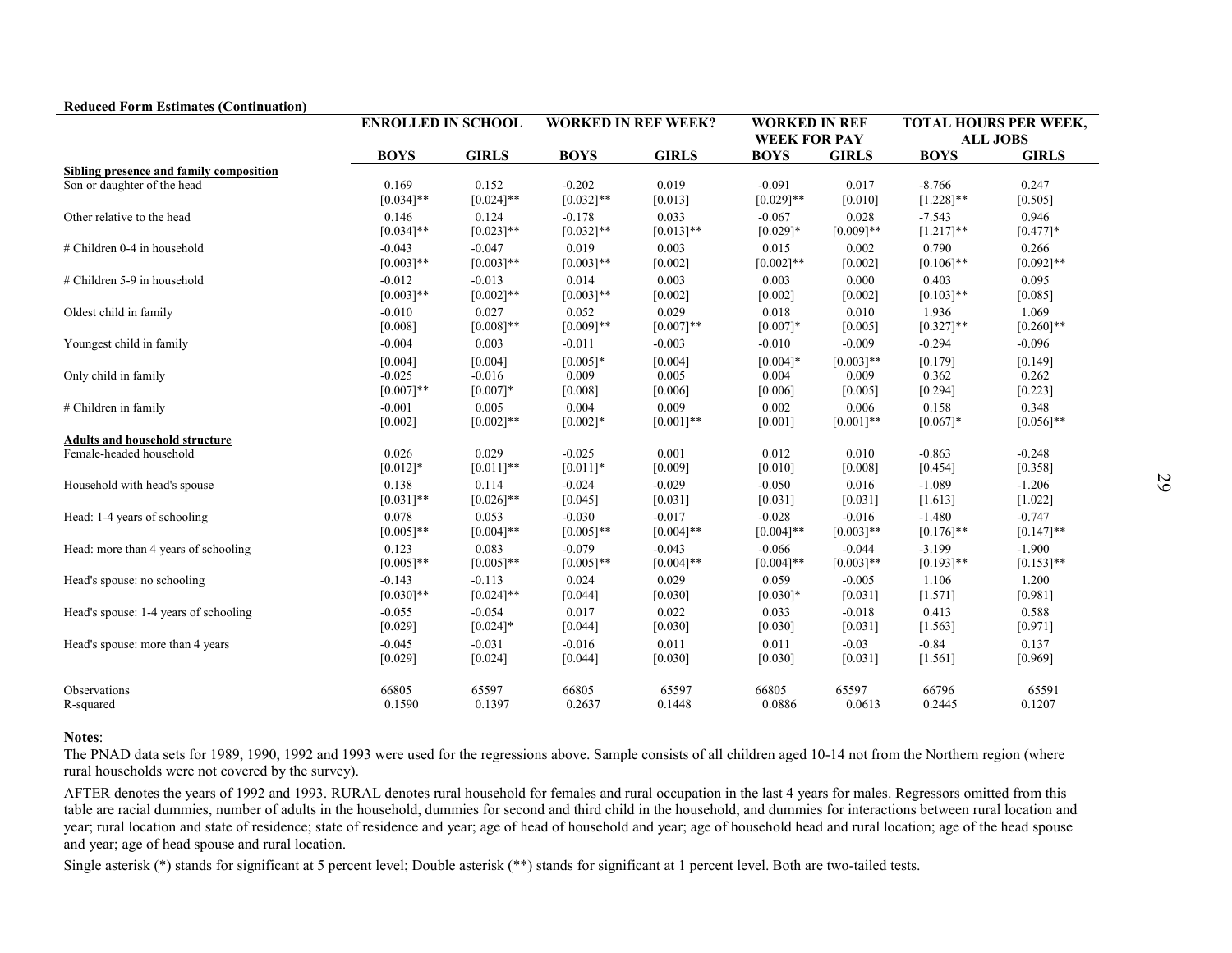**Reduced Form Estimates (Continuation)**

| | ENROLLED IN SCHOOL | | WORKED IN REF WEEK? | | WORKED IN REF WEEK FOR PAY | | TOTAL HOURS PER WEEK, ALL JOBS | |
|---|---|---|---|---|---|---|---|---|
| | BOYS | GIRLS | BOYS | GIRLS | BOYS | GIRLS | BOYS | GIRLS |
| **Sibling presence and family composition** | | | | | | | | |
| Son or daughter of the head | 0.169 | 0.152 | -0.202 | 0.019 | -0.091 | 0.017 | -8.766 | 0.247 |
| | [0.034]** | [0.024]** | [0.032]** | [0.013] | [0.029]** | [0.010] | [1.228]** | [0.505] |
| Other relative to the head | 0.146 | 0.124 | -0.178 | 0.033 | -0.067 | 0.028 | -7.543 | 0.946 |
| | [0.034]** | [0.023]** | [0.032]** | [0.013]** | [0.029]* | [0.009]** | [1.217]** | [0.477]* |
| # Children 0-4 in household | -0.043 | -0.047 | 0.019 | 0.003 | 0.015 | 0.002 | 0.790 | 0.266 |
| | [0.003]** | [0.003]** | [0.003]** | [0.002] | [0.002]** | [0.002] | [0.106]** | [0.092]** |
| # Children 5-9 in household | -0.012 | -0.013 | 0.014 | 0.003 | 0.003 | 0.000 | 0.403 | 0.095 |
| | [0.003]** | [0.002]** | [0.003]** | [0.002] | [0.002] | [0.002] | [0.103]** | [0.085] |
| Oldest child in family | -0.010 | 0.027 | 0.052 | 0.029 | 0.018 | 0.010 | 1.936 | 1.069 |
| | [0.008] | [0.008]** | [0.009]** | [0.007]** | [0.007]* | [0.005] | [0.327]** | [0.260]** |
| Youngest child in family | -0.004 | 0.003 | -0.011 | -0.003 | -0.010 | -0.009 | -0.294 | -0.096 |
| | [0.004] | [0.004] | [0.005]* | [0.004] | [0.004]* | [0.003]** | [0.179] | [0.149] |
| Only child in family | -0.025 | -0.016 | 0.009 | 0.005 | 0.004 | 0.009 | 0.362 | 0.262 |
| | [0.007]** | [0.007]* | [0.008] | [0.006] | [0.006] | [0.005] | [0.294] | [0.223] |
| # Children in family | -0.001 | 0.005 | 0.004 | 0.009 | 0.002 | 0.006 | 0.158 | 0.348 |
| | [0.002] | [0.002]** | [0.002]* | [0.001]** | [0.001] | [0.001]** | [0.067]* | [0.056]** |
| **Adults and household structure** | | | | | | | | |
| Female-headed household | 0.026 | 0.029 | -0.025 | 0.001 | 0.012 | 0.010 | -0.863 | -0.248 |
| | [0.012]* | [0.011]** | [0.011]* | [0.009] | [0.010] | [0.008] | [0.454] | [0.358] |
| Household with head's spouse | 0.138 | 0.114 | -0.024 | -0.029 | -0.050 | 0.016 | -1.089 | -1.206 |
| | [0.031]** | [0.026]** | [0.045] | [0.031] | [0.031] | [0.031] | [1.613] | [1.022] |
| Head: 1-4 years of schooling | 0.078 | 0.053 | -0.030 | -0.017 | -0.028 | -0.016 | -1.480 | -0.747 |
| | [0.005]** | [0.004]** | [0.005]** | [0.004]** | [0.004]** | [0.003]** | [0.176]** | [0.147]** |
| Head: more than 4 years of schooling | 0.123 | 0.083 | -0.079 | -0.043 | -0.066 | -0.044 | -3.199 | -1.900 |
| | [0.005]** | [0.005]** | [0.005]** | [0.004]** | [0.004]** | [0.003]** | [0.193]** | [0.153]** |
| Head's spouse: no schooling | -0.143 | -0.113 | 0.024 | 0.029 | 0.059 | -0.005 | 1.106 | 1.200 |
| | [0.030]** | [0.024]** | [0.044] | [0.030] | [0.030]* | [0.031] | [1.571] | [0.981] |
| Head's spouse: 1-4 years of schooling | -0.055 | -0.054 | 0.017 | 0.022 | 0.033 | -0.018 | 0.413 | 0.588 |
| | [0.029] | [0.024]* | [0.044] | [0.030] | [0.030] | [0.031] | [1.563] | [0.971] |
| Head's spouse: more than 4 years | -0.045 | -0.031 | -0.016 | 0.011 | 0.011 | -0.03 | -0.84 | 0.137 |
| | [0.029] | [0.024] | [0.044] | [0.030] | [0.030] | [0.031] | [1.561] | [0.969] |
| Observations | 66805 | 65597 | 66805 | 65597 | 66805 | 65597 | 66796 | 65591 |
| R-squared | 0.1590 | 0.1397 | 0.2637 | 0.1448 | 0.0886 | 0.0613 | 0.2445 | 0.1207 |

**Notes**:

The PNAD data sets for 1989, 1990, 1992 and 1993 were used for the regressions above. Sample consists of all children aged 10-14 not from the Northern region (where rural households were not covered by the survey).

AFTER denotes the years of 1992 and 1993. RURAL denotes rural household for females and rural occupation in the last 4 years for males. Regressors omitted from this table are racial dummies, number of adults in the household, dummies for second and third child in the household, and dummies for interactions between rural location and year; rural location and state of residence; state of residence and year; age of head of household and year; age of household head and rural location; age of the head spouse and year; age of head spouse and rural location.

Single asterisk (*) stands for significant at 5 percent level; Double asterisk (**) stands for significant at 1 percent level. Both are two-tailed tests.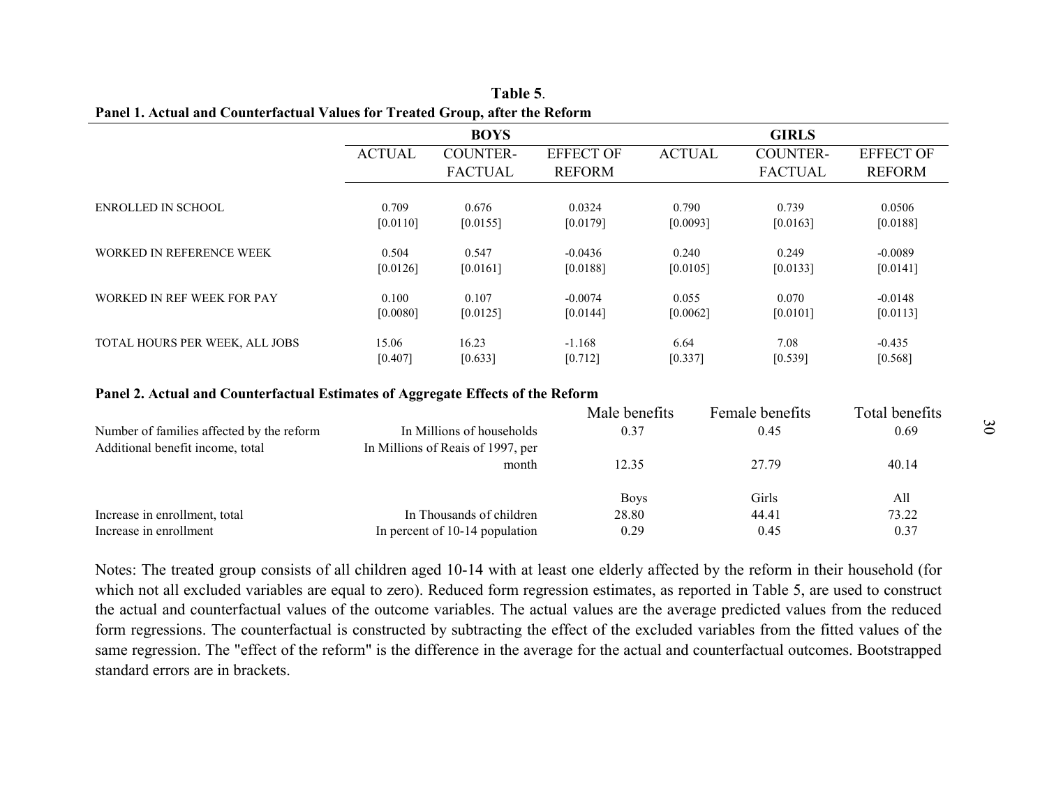**Table 5**.

**Panel 1. Actual and Counterfactual Values for Treated Group, after the Reform**

| | BOYS | | | GIRLS | | |
|---|---|---|---|---|---|---|
| | ACTUAL | COUNTER-FACTUAL | EFFECT OF REFORM | ACTUAL | COUNTER-FACTUAL | EFFECT OF REFORM |
| ENROLLED IN SCHOOL | 0.709 | 0.676 | 0.0324 | 0.790 | 0.739 | 0.0506 |
| | [0.0110] | [0.0155] | [0.0179] | [0.0093] | [0.0163] | [0.0188] |
| WORKED IN REFERENCE WEEK | 0.504 | 0.547 | -0.0436 | 0.240 | 0.249 | -0.0089 |
| | [0.0126] | [0.0161] | [0.0188] | [0.0105] | [0.0133] | [0.0141] |
| WORKED IN REF WEEK FOR PAY | 0.100 | 0.107 | -0.0074 | 0.055 | 0.070 | -0.0148 |
| | [0.0080] | [0.0125] | [0.0144] | [0.0062] | [0.0101] | [0.0113] |
| TOTAL HOURS PER WEEK, ALL JOBS | 15.06 | 16.23 | -1.168 | 6.64 | 7.08 | -0.435 |
| | [0.407] | [0.633] | [0.712] | [0.337] | [0.539] | [0.568] |

**Panel 2. Actual and Counterfactual Estimates of Aggregate Effects of the Reform**

| | | Male benefits | Female benefits | Total benefits |
|---|---|---|---|---|
| Number of families affected by the reform | In Millions of households | 0.37 | 0.45 | 0.69 |
| Additional benefit income, total | In Millions of Reais of 1997, per month | 12.35 | 27.79 | 40.14 |
| | | Boys | Girls | All |
| Increase in enrollment, total | In Thousands of children | 28.80 | 44.41 | 73.22 |
| Increase in enrollment | In percent of 10-14 population | 0.29 | 0.45 | 0.37 |

Notes: The treated group consists of all children aged 10-14 with at least one elderly affected by the reform in their household (for which not all excluded variables are equal to zero). Reduced form regression estimates, as reported in Table 5, are used to construct the actual and counterfactual values of the outcome variables. The actual values are the average predicted values from the reduced form regressions. The counterfactual is constructed by subtracting the effect of the excluded variables from the fitted values of the same regression. The "effect of the reform" is the difference in the average for the actual and counterfactual outcomes. Bootstrapped standard errors are in brackets.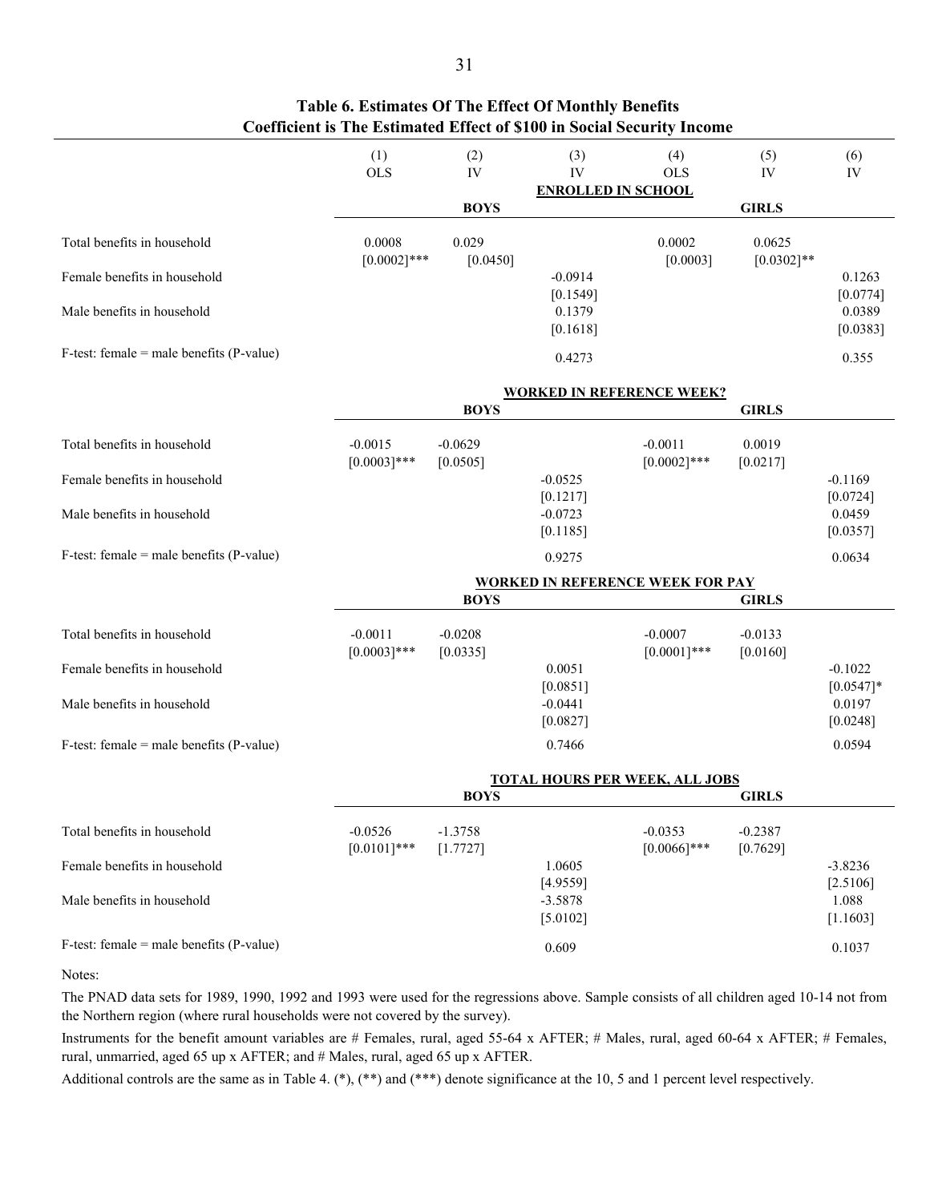**Table 6. Estimates Of The Effect Of Monthly Benefits**
**Coefficient is The Estimated Effect of $100 in Social Security Income**

| | (1) OLS | (2) IV | (3) IV | (4) OLS | (5) IV | (6) IV |
|---|---|---|---|---|---|---|
| | | | **ENROLLED IN SCHOOL** | | | |
| | | **BOYS** | | | **GIRLS** | |
| Total benefits in household | 0.0008 | 0.029 | | 0.0002 | 0.0625 | |
| | [0.0002]*** | [0.0450] | | [0.0003] | [0.0302]** | |
| Female benefits in household | | | -0.0914 | | | 0.1263 |
| | | | [0.1549] | | | [0.0774] |
| Male benefits in household | | | 0.1379 | | | 0.0389 |
| | | | [0.1618] | | | [0.0383] |
| F-test: female = male benefits (P-value) | | | 0.4273 | | | 0.355 |
| | | | **WORKED IN REFERENCE WEEK?** | | | |
| | | **BOYS** | | | **GIRLS** | |
| Total benefits in household | -0.0015 | -0.0629 | | -0.0011 | 0.0019 | |
| | [0.0003]*** | [0.0505] | | [0.0002]*** | [0.0217] | |
| Female benefits in household | | | -0.0525 | | | -0.1169 |
| | | | [0.1217] | | | [0.0724] |
| Male benefits in household | | | -0.0723 | | | 0.0459 |
| | | | [0.1185] | | | [0.0357] |
| F-test: female = male benefits (P-value) | | | 0.9275 | | | 0.0634 |
| | | | **WORKED IN REFERENCE WEEK FOR PAY** | | | |
| | | **BOYS** | | | **GIRLS** | |
| Total benefits in household | -0.0011 | -0.0208 | | -0.0007 | -0.0133 | |
| | [0.0003]*** | [0.0335] | | [0.0001]*** | [0.0160] | |
| Female benefits in household | | | 0.0051 | | | -0.1022 |
| | | | [0.0851] | | | [0.0547]* |
| Male benefits in household | | | -0.0441 | | | 0.0197 |
| | | | [0.0827] | | | [0.0248] |
| F-test: female = male benefits (P-value) | | | 0.7466 | | | 0.0594 |
| | | | **TOTAL HOURS PER WEEK, ALL JOBS** | | | |
| | | **BOYS** | | | **GIRLS** | |
| Total benefits in household | -0.0526 | -1.3758 | | -0.0353 | -0.2387 | |
| | [0.0101]*** | [1.7727] | | [0.0066]*** | [0.7629] | |
| Female benefits in household | | | 1.0605 | | | -3.8236 |
| | | | [4.9559] | | | [2.5106] |
| Male benefits in household | | | -3.5878 | | | 1.088 |
| | | | [5.0102] | | | [1.1603] |
| F-test: female = male benefits (P-value) | | | 0.609 | | | 0.1037 |

Notes:

The PNAD data sets for 1989, 1990, 1992 and 1993 were used for the regressions above. Sample consists of all children aged 10-14 not from the Northern region (where rural households were not covered by the survey).

Instruments for the benefit amount variables are # Females, rural, aged 55-64 x AFTER; # Males, rural, aged 60-64 x AFTER; # Females, rural, unmarried, aged 65 up x AFTER; and # Males, rural, aged 65 up x AFTER.

Additional controls are the same as in Table 4. (*), (**) and (***) denote significance at the 10, 5 and 1 percent level respectively.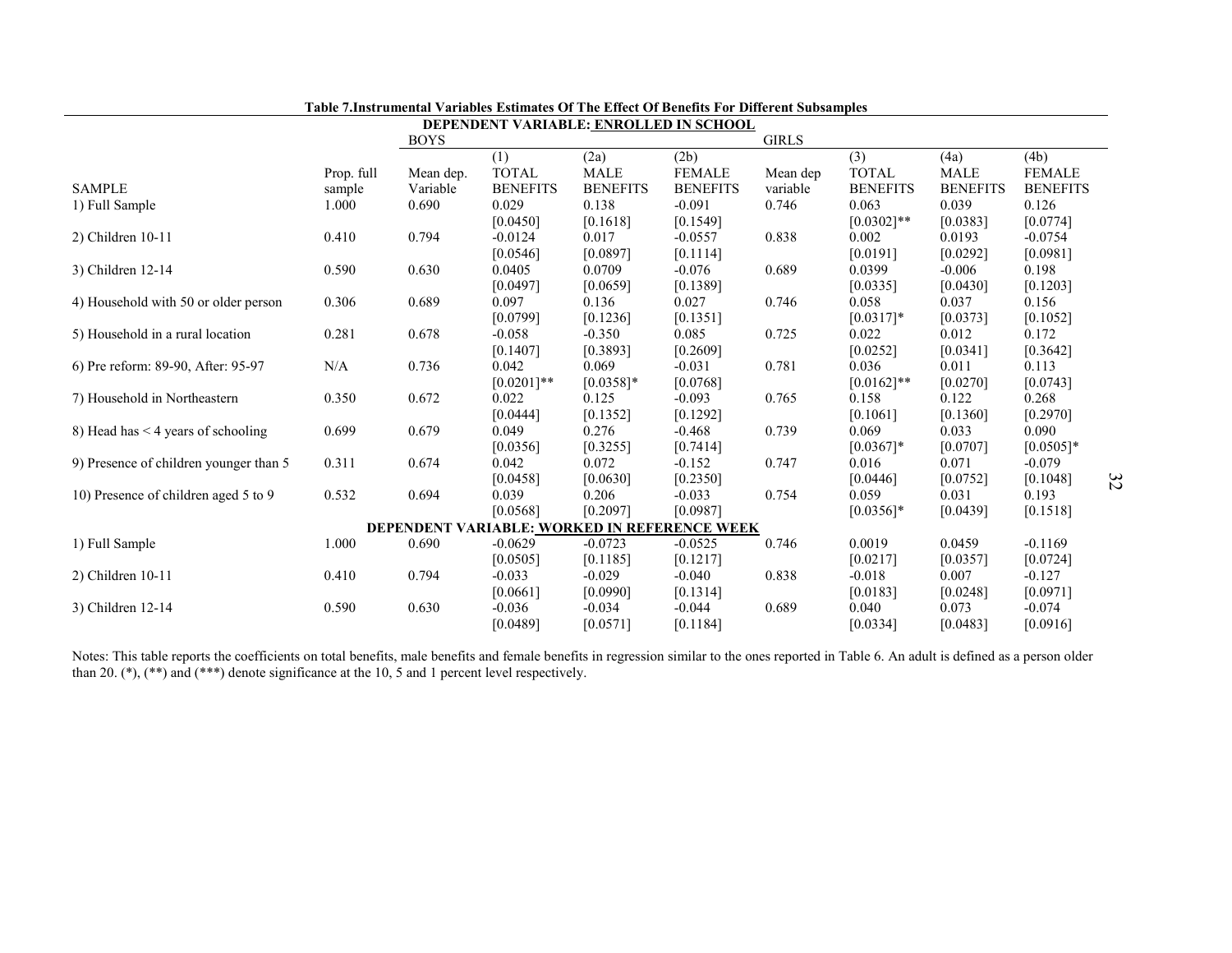**Table 7.Instrumental Variables Estimates Of The Effect Of Benefits For Different Subsamples**

| | | BOYS | | | | GIRLS | | | |
|---|---|---|---|---|---|---|---|---|---|
| | | | (1) | (2a) | (2b) | | (3) | (4a) | (4b) |
| SAMPLE | Prop. full sample | Mean dep. Variable | TOTAL BENEFITS | MALE BENEFITS | FEMALE BENEFITS | Mean dep variable | TOTAL BENEFITS | MALE BENEFITS | FEMALE BENEFITS |
| **DEPENDENT VARIABLE: ENROLLED IN SCHOOL** | | | | | | | | | |
| 1) Full Sample | 1.000 | 0.690 | 0.029 | 0.138 | -0.091 | 0.746 | 0.063 | 0.039 | 0.126 |
| | | | [0.0450] | [0.1618] | [0.1549] | | [0.0302]** | [0.0383] | [0.0774] |
| 2) Children 10-11 | 0.410 | 0.794 | -0.0124 | 0.017 | -0.0557 | 0.838 | 0.002 | 0.0193 | -0.0754 |
| | | | [0.0546] | [0.0897] | [0.1114] | | [0.0191] | [0.0292] | [0.0981] |
| 3) Children 12-14 | 0.590 | 0.630 | 0.0405 | 0.0709 | -0.076 | 0.689 | 0.0399 | -0.006 | 0.198 |
| | | | [0.0497] | [0.0659] | [0.1389] | | [0.0335] | [0.0430] | [0.1203] |
| 4) Household with 50 or older person | 0.306 | 0.689 | 0.097 | 0.136 | 0.027 | 0.746 | 0.058 | 0.037 | 0.156 |
| | | | [0.0799] | [0.1236] | [0.1351] | | [0.0317]* | [0.0373] | [0.1052] |
| 5) Household in a rural location | 0.281 | 0.678 | -0.058 | -0.350 | 0.085 | 0.725 | 0.022 | 0.012 | 0.172 |
| | | | [0.1407] | [0.3893] | [0.2609] | | [0.0252] | [0.0341] | [0.3642] |
| 6) Pre reform: 89-90, After: 95-97 | N/A | 0.736 | 0.042 | 0.069 | -0.031 | 0.781 | 0.036 | 0.011 | 0.113 |
| | | | [0.0201]** | [0.0358]* | [0.0768] | | [0.0162]** | [0.0270] | [0.0743] |
| 7) Household in Northeastern | 0.350 | 0.672 | 0.022 | 0.125 | -0.093 | 0.765 | 0.158 | 0.122 | 0.268 |
| | | | [0.0444] | [0.1352] | [0.1292] | | [0.1061] | [0.1360] | [0.2970] |
| 8) Head has < 4 years of schooling | 0.699 | 0.679 | 0.049 | 0.276 | -0.468 | 0.739 | 0.069 | 0.033 | 0.090 |
| | | | [0.0356] | [0.3255] | [0.7414] | | [0.0367]* | [0.0707] | [0.0505]* |
| 9) Presence of children younger than 5 | 0.311 | 0.674 | 0.042 | 0.072 | -0.152 | 0.747 | 0.016 | 0.071 | -0.079 |
| | | | [0.0458] | [0.0630] | [0.2350] | | [0.0446] | [0.0752] | [0.1048] |
| 10) Presence of children aged 5 to 9 | 0.532 | 0.694 | 0.039 | 0.206 | -0.033 | 0.754 | 0.059 | 0.031 | 0.193 |
| | | | [0.0568] | [0.2097] | [0.0987] | | [0.0356]* | [0.0439] | [0.1518] |
| **DEPENDENT VARIABLE: WORKED IN REFERENCE WEEK** | | | | | | | | | |
| 1) Full Sample | 1.000 | 0.690 | -0.0629 | -0.0723 | -0.0525 | 0.746 | 0.0019 | 0.0459 | -0.1169 |
| | | | [0.0505] | [0.1185] | [0.1217] | | [0.0217] | [0.0357] | [0.0724] |
| 2) Children 10-11 | 0.410 | 0.794 | -0.033 | -0.029 | -0.040 | 0.838 | -0.018 | 0.007 | -0.127 |
| | | | [0.0661] | [0.0990] | [0.1314] | | [0.0183] | [0.0248] | [0.0971] |
| 3) Children 12-14 | 0.590 | 0.630 | -0.036 | -0.034 | -0.044 | 0.689 | 0.040 | 0.073 | -0.074 |
| | | | [0.0489] | [0.0571] | [0.1184] | | [0.0334] | [0.0483] | [0.0916] |

Notes: This table reports the coefficients on total benefits, male benefits and female benefits in regression similar to the ones reported in Table 6. An adult is defined as a person older than 20. (*), (**) and (***) denote significance at the 10, 5 and 1 percent level respectively.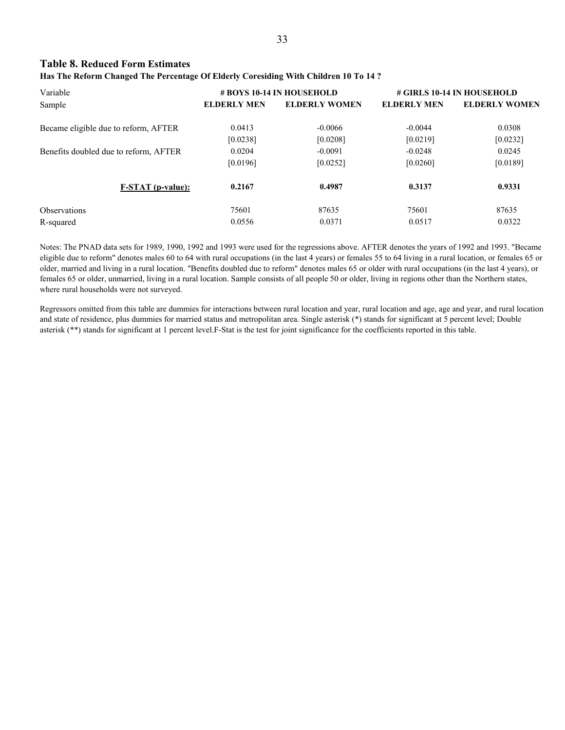## Table 8. Reduced Form Estimates

**Has The Reform Changed The Percentage Of Elderly Coresiding With Children 10 To 14 ?**

| Variable | # BOYS 10-14 IN HOUSEHOLD | | # GIRLS 10-14 IN HOUSEHOLD | |
|---|---|---|---|---|
| Sample | **ELDERLY MEN** | **ELDERLY WOMEN** | **ELDERLY MEN** | **ELDERLY WOMEN** |
| Became eligible due to reform, AFTER | 0.0413 | -0.0066 | -0.0044 | 0.0308 |
| | [0.0238] | [0.0208] | [0.0219] | [0.0232] |
| Benefits doubled due to reform, AFTER | 0.0204 | -0.0091 | -0.0248 | 0.0245 |
| | [0.0196] | [0.0252] | [0.0260] | [0.0189] |
| **F-STAT (p-value):** | **0.2167** | **0.4987** | **0.3137** | **0.9331** |
| Observations | 75601 | 87635 | 75601 | 87635 |
| R-squared | 0.0556 | 0.0371 | 0.0517 | 0.0322 |

Notes: The PNAD data sets for 1989, 1990, 1992 and 1993 were used for the regressions above. AFTER denotes the years of 1992 and 1993. "Became eligible due to reform" denotes males 60 to 64 with rural occupations (in the last 4 years) or females 55 to 64 living in a rural location, or females 65 or older, married and living in a rural location. "Benefits doubled due to reform" denotes males 65 or older with rural occupations (in the last 4 years), or females 65 or older, unmarried, living in a rural location. Sample consists of all people 50 or older, living in regions other than the Northern states, where rural households were not surveyed.

Regressors omitted from this table are dummies for interactions between rural location and year, rural location and age, age and year, and rural location and state of residence, plus dummies for married status and metropolitan area. Single asterisk (*) stands for significant at 5 percent level; Double asterisk (**) stands for significant at 1 percent level.F-Stat is the test for joint significance for the coefficients reported in this table.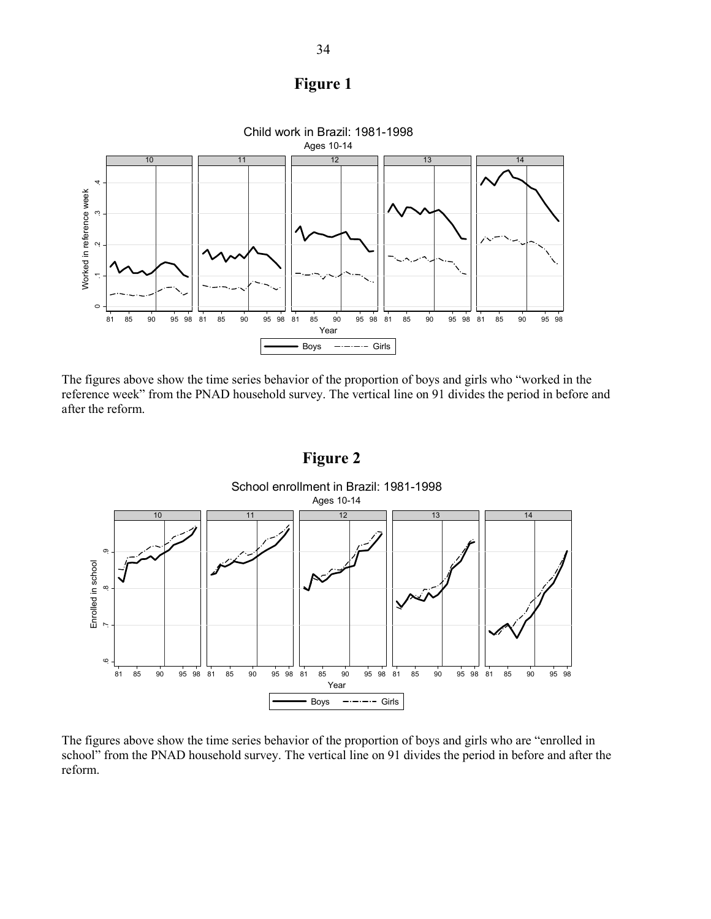# Figure 1

The figures above show the time series behavior of the proportion of boys and girls who "worked in the reference week" from the PNAD household survey. The vertical line on 91 divides the period in before and after the reform.

# Figure 2

The figures above show the time series behavior of the proportion of boys and girls who are "enrolled in school" from the PNAD household survey. The vertical line on 91 divides the period in before and after the reform.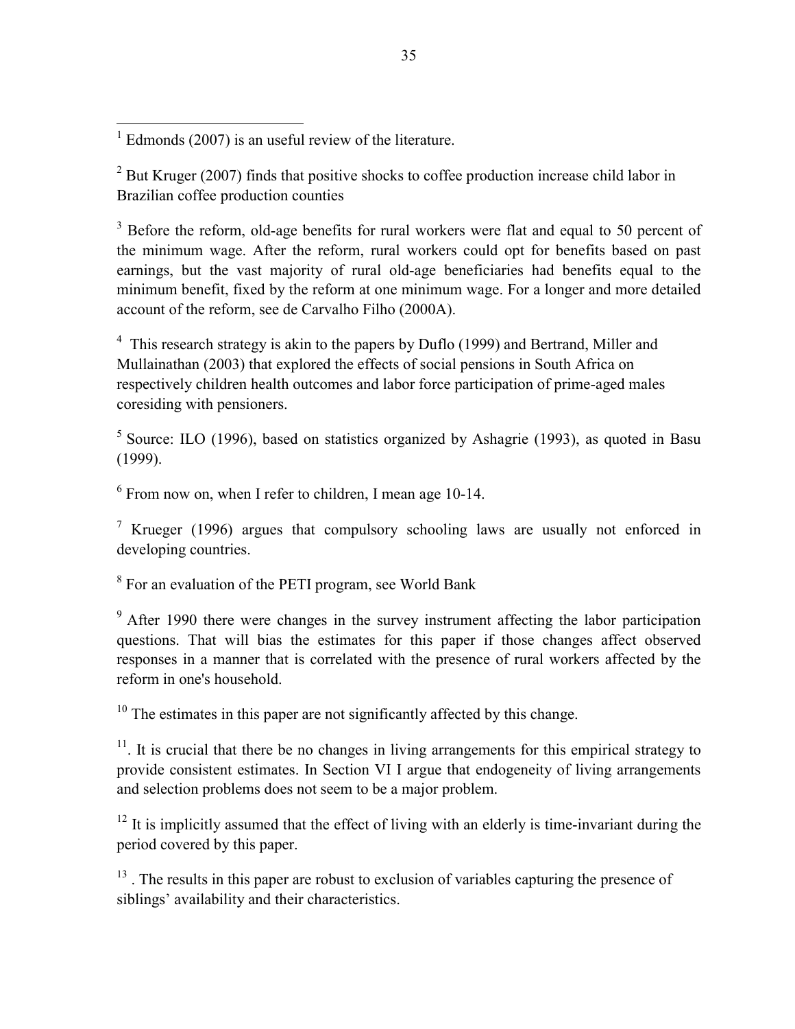[1] Edmonds (2007) is an useful review of the literature.

[2] But Kruger (2007) finds that positive shocks to coffee production increase child labor in Brazilian coffee production counties

[3] Before the reform, old-age benefits for rural workers were flat and equal to 50 percent of the minimum wage. After the reform, rural workers could opt for benefits based on past earnings, but the vast majority of rural old-age beneficiaries had benefits equal to the minimum benefit, fixed by the reform at one minimum wage. For a longer and more detailed account of the reform, see de Carvalho Filho (2000A).

[4] This research strategy is akin to the papers by Duflo (1999) and Bertrand, Miller and Mullainathan (2003) that explored the effects of social pensions in South Africa on respectively children health outcomes and labor force participation of prime-aged males coresiding with pensioners.

[5] Source: ILO (1996), based on statistics organized by Ashagrie (1993), as quoted in Basu (1999).

[6] From now on, when I refer to children, I mean age 10-14.

[7] Krueger (1996) argues that compulsory schooling laws are usually not enforced in developing countries.

[8] For an evaluation of the PETI program, see World Bank

[9] After 1990 there were changes in the survey instrument affecting the labor participation questions. That will bias the estimates for this paper if those changes affect observed responses in a manner that is correlated with the presence of rural workers affected by the reform in one's household.

[10] The estimates in this paper are not significantly affected by this change.

[11]. It is crucial that there be no changes in living arrangements for this empirical strategy to provide consistent estimates. In Section VI I argue that endogeneity of living arrangements and selection problems does not seem to be a major problem.

[12] It is implicitly assumed that the effect of living with an elderly is time-invariant during the period covered by this paper.

[13] . The results in this paper are robust to exclusion of variables capturing the presence of siblings' availability and their characteristics.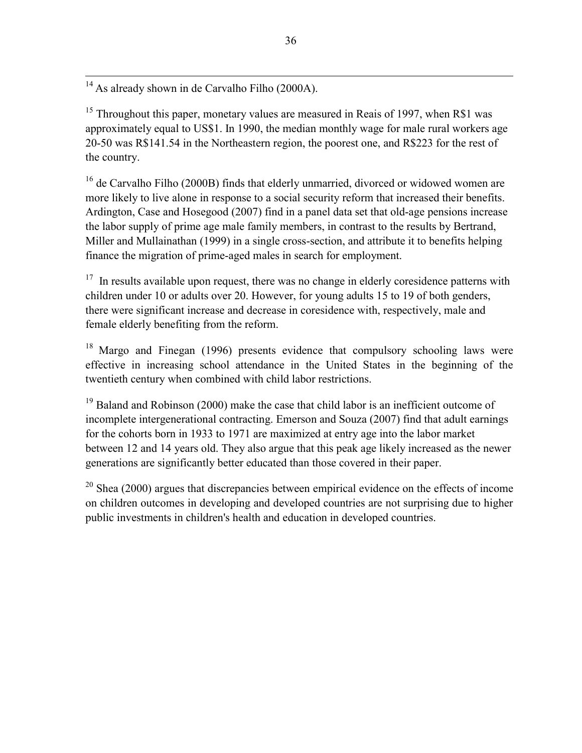[14] As already shown in de Carvalho Filho (2000A).

[15] Throughout this paper, monetary values are measured in Reais of 1997, when R$1 was approximately equal to US$1. In 1990, the median monthly wage for male rural workers age 20-50 was R$141.54 in the Northeastern region, the poorest one, and R$223 for the rest of the country.

[16] de Carvalho Filho (2000B) finds that elderly unmarried, divorced or widowed women are more likely to live alone in response to a social security reform that increased their benefits. Ardington, Case and Hosegood (2007) find in a panel data set that old-age pensions increase the labor supply of prime age male family members, in contrast to the results by Bertrand, Miller and Mullainathan (1999) in a single cross-section, and attribute it to benefits helping finance the migration of prime-aged males in search for employment.

[17] In results available upon request, there was no change in elderly coresidence patterns with children under 10 or adults over 20. However, for young adults 15 to 19 of both genders, there were significant increase and decrease in coresidence with, respectively, male and female elderly benefiting from the reform.

[18] Margo and Finegan (1996) presents evidence that compulsory schooling laws were effective in increasing school attendance in the United States in the beginning of the twentieth century when combined with child labor restrictions.

[19] Baland and Robinson (2000) make the case that child labor is an inefficient outcome of incomplete intergenerational contracting. Emerson and Souza (2007) find that adult earnings for the cohorts born in 1933 to 1971 are maximized at entry age into the labor market between 12 and 14 years old. They also argue that this peak age likely increased as the newer generations are significantly better educated than those covered in their paper.

[20] Shea (2000) argues that discrepancies between empirical evidence on the effects of income on children outcomes in developing and developed countries are not surprising due to higher public investments in children's health and education in developed countries.